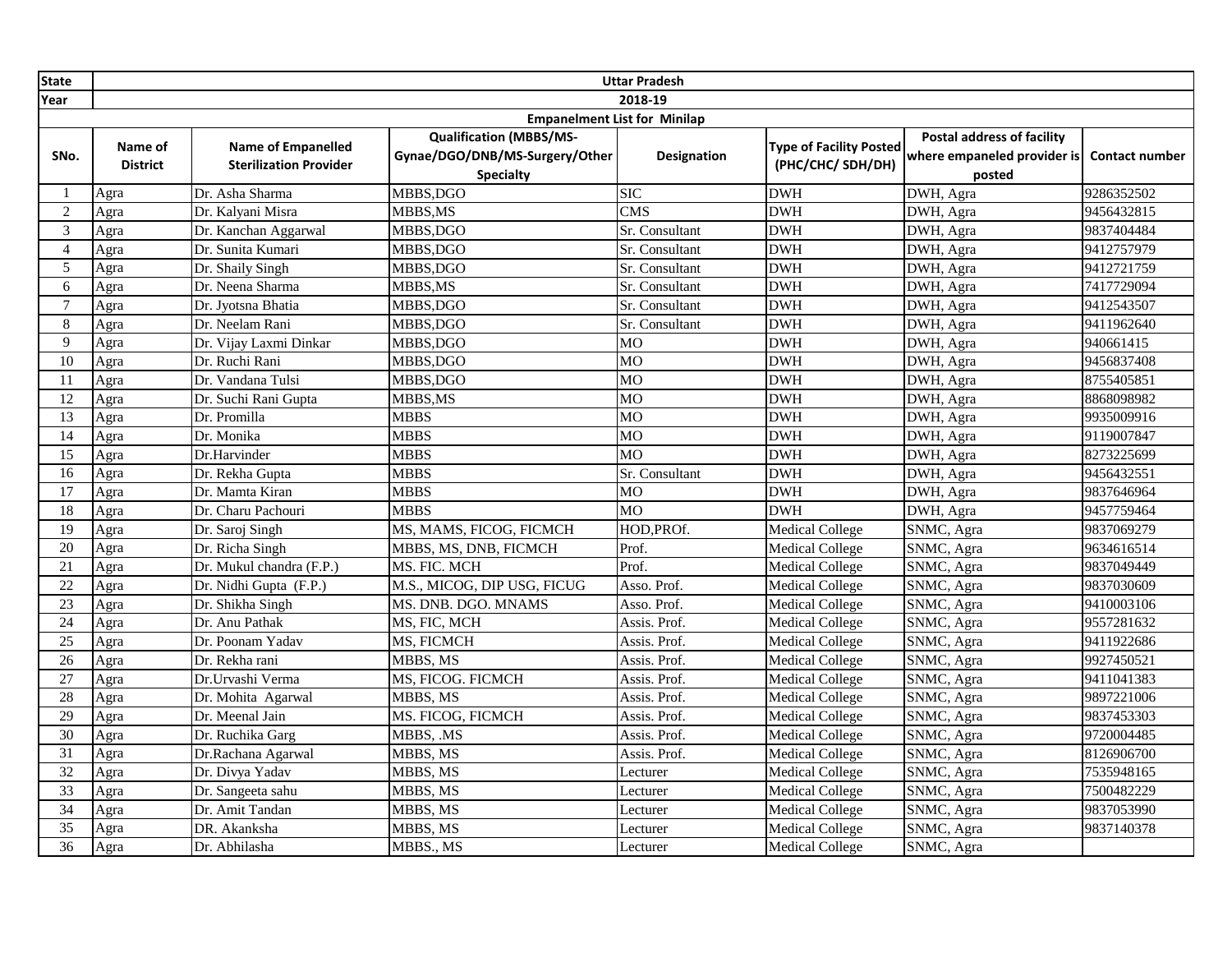| State | Uttar Pradesh | | | | | | |
|---|---|---|---|---|---|---|---|
| Year | 2018-19 | | | | | | |
| Empanelment List for Minilap | | | | | | | |
| SNo. | Name of District | Name of Empanelled Sterilization Provider | Qualification (MBBS/MS-Gynae/DGO/DNB/MS-Surgery/Other Specialty | Designation | Type of Facility Posted (PHC/CHC/ SDH/DH) | Postal address of facility where empaneled provider is posted | Contact number |
| 1 | Agra | Dr. Asha Sharma | MBBS,DGO | SIC | DWH | DWH, Agra | 9286352502 |
| 2 | Agra | Dr. Kalyani Misra | MBBS,MS | CMS | DWH | DWH, Agra | 9456432815 |
| 3 | Agra | Dr. Kanchan Aggarwal | MBBS,DGO | Sr. Consultant | DWH | DWH, Agra | 9837404484 |
| 4 | Agra | Dr. Sunita Kumari | MBBS,DGO | Sr. Consultant | DWH | DWH, Agra | 9412757979 |
| 5 | Agra | Dr. Shaily Singh | MBBS,DGO | Sr. Consultant | DWH | DWH, Agra | 9412721759 |
| 6 | Agra | Dr. Neena Sharma | MBBS,MS | Sr. Consultant | DWH | DWH, Agra | 7417729094 |
| 7 | Agra | Dr. Jyotsna Bhatia | MBBS,DGO | Sr. Consultant | DWH | DWH, Agra | 9412543507 |
| 8 | Agra | Dr. Neelam Rani | MBBS,DGO | Sr. Consultant | DWH | DWH, Agra | 9411962640 |
| 9 | Agra | Dr. Vijay Laxmi Dinkar | MBBS,DGO | MO | DWH | DWH, Agra | 940661415 |
| 10 | Agra | Dr. Ruchi Rani | MBBS,DGO | MO | DWH | DWH, Agra | 9456837408 |
| 11 | Agra | Dr. Vandana Tulsi | MBBS,DGO | MO | DWH | DWH, Agra | 8755405851 |
| 12 | Agra | Dr. Suchi Rani Gupta | MBBS,MS | MO | DWH | DWH, Agra | 8868098982 |
| 13 | Agra | Dr. Promilla | MBBS | MO | DWH | DWH, Agra | 9935009916 |
| 14 | Agra | Dr. Monika | MBBS | MO | DWH | DWH, Agra | 9119007847 |
| 15 | Agra | Dr.Harvinder | MBBS | MO | DWH | DWH, Agra | 8273225699 |
| 16 | Agra | Dr. Rekha Gupta | MBBS | Sr. Consultant | DWH | DWH, Agra | 9456432551 |
| 17 | Agra | Dr. Mamta Kiran | MBBS | MO | DWH | DWH, Agra | 9837646964 |
| 18 | Agra | Dr. Charu Pachouri | MBBS | MO | DWH | DWH, Agra | 9457759464 |
| 19 | Agra | Dr. Saroj Singh | MS, MAMS, FICOG, FICMCH | HOD,PROf. | Medical College | SNMC, Agra | 9837069279 |
| 20 | Agra | Dr. Richa Singh | MBBS, MS, DNB, FICMCH | Prof. | Medical College | SNMC, Agra | 9634616514 |
| 21 | Agra | Dr. Mukul chandra (F.P.) | MS. FIC. MCH | Prof. | Medical College | SNMC, Agra | 9837049449 |
| 22 | Agra | Dr. Nidhi Gupta (F.P.) | M.S., MICOG, DIP USG, FICUG | Asso. Prof. | Medical College | SNMC, Agra | 9837030609 |
| 23 | Agra | Dr. Shikha Singh | MS. DNB. DGO. MNAMS | Asso. Prof. | Medical College | SNMC, Agra | 9410003106 |
| 24 | Agra | Dr. Anu Pathak | MS, FIC, MCH | Assis. Prof. | Medical College | SNMC, Agra | 9557281632 |
| 25 | Agra | Dr. Poonam Yadav | MS, FICMCH | Assis. Prof. | Medical College | SNMC, Agra | 9411922686 |
| 26 | Agra | Dr. Rekha rani | MBBS, MS | Assis. Prof. | Medical College | SNMC, Agra | 9927450521 |
| 27 | Agra | Dr.Urvashi Verma | MS, FICOG. FICMCH | Assis. Prof. | Medical College | SNMC, Agra | 9411041383 |
| 28 | Agra | Dr. Mohita Agarwal | MBBS, MS | Assis. Prof. | Medical College | SNMC, Agra | 9897221006 |
| 29 | Agra | Dr. Meenal Jain | MS. FICOG, FICMCH | Assis. Prof. | Medical College | SNMC, Agra | 9837453303 |
| 30 | Agra | Dr. Ruchika Garg | MBBS, .MS | Assis. Prof. | Medical College | SNMC, Agra | 9720004485 |
| 31 | Agra | Dr.Rachana Agarwal | MBBS, MS | Assis. Prof. | Medical College | SNMC, Agra | 8126906700 |
| 32 | Agra | Dr. Divya Yadav | MBBS, MS | Lecturer | Medical College | SNMC, Agra | 7535948165 |
| 33 | Agra | Dr. Sangeeta sahu | MBBS, MS | Lecturer | Medical College | SNMC, Agra | 7500482229 |
| 34 | Agra | Dr. Amit Tandan | MBBS, MS | Lecturer | Medical College | SNMC, Agra | 9837053990 |
| 35 | Agra | DR. Akanksha | MBBS, MS | Lecturer | Medical College | SNMC, Agra | 9837140378 |
| 36 | Agra | Dr. Abhilasha | MBBS., MS | Lecturer | Medical College | SNMC, Agra | |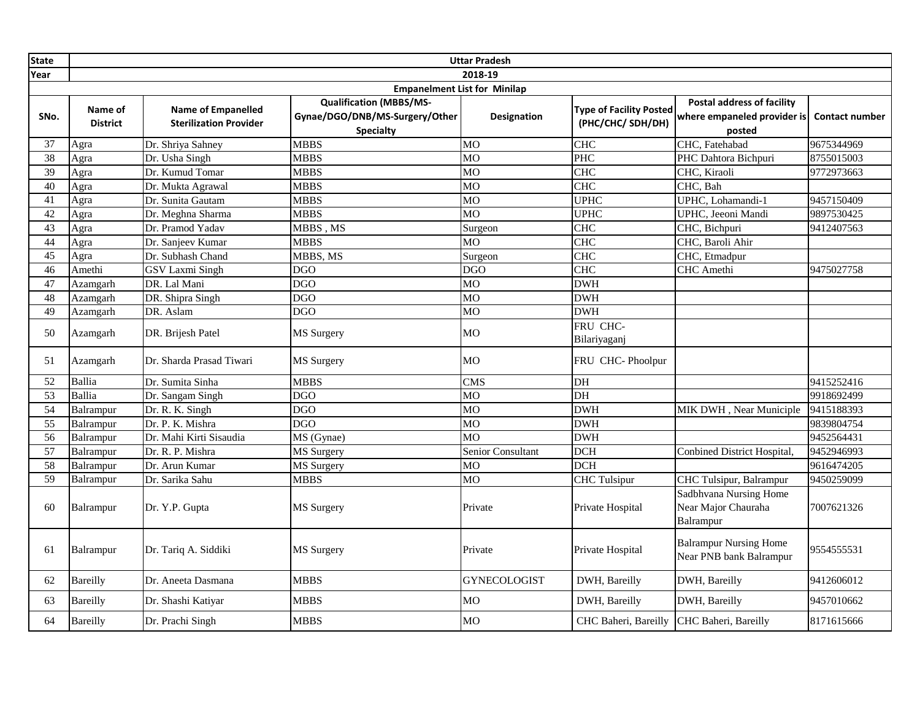| State | Uttar Pradesh | | | | | | |
|---|---|---|---|---|---|---|---|
| Year | 2018-19 | | | | | | |
| Empanelment List for Minilap | | | | | | | |
| SNo. | Name of District | Name of Empanelled Sterilization Provider | Qualification (MBBS/MS-Gynae/DGO/DNB/MS-Surgery/Other Specialty | Designation | Type of Facility Posted (PHC/CHC/ SDH/DH) | Postal address of facility where empaneled provider is posted | Contact number |
| 37 | Agra | Dr. Shriya Sahney | MBBS | MO | CHC | CHC, Fatehabad | 9675344969 |
| 38 | Agra | Dr. Usha Singh | MBBS | MO | PHC | PHC Dahtora Bichpuri | 8755015003 |
| 39 | Agra | Dr. Kumud Tomar | MBBS | MO | CHC | CHC, Kiraoli | 9772973663 |
| 40 | Agra | Dr. Mukta Agrawal | MBBS | MO | CHC | CHC, Bah | |
| 41 | Agra | Dr. Sunita Gautam | MBBS | MO | UPHC | UPHC, Lohamandi-1 | 9457150409 |
| 42 | Agra | Dr. Meghna Sharma | MBBS | MO | UPHC | UPHC, Jeeoni Mandi | 9897530425 |
| 43 | Agra | Dr. Pramod Yadav | MBBS , MS | Surgeon | CHC | CHC, Bichpuri | 9412407563 |
| 44 | Agra | Dr. Sanjeev Kumar | MBBS | MO | CHC | CHC, Baroli Ahir | |
| 45 | Agra | Dr. Subhash Chand | MBBS, MS | Surgeon | CHC | CHC, Etmadpur | |
| 46 | Amethi | GSV Laxmi Singh | DGO | DGO | CHC | CHC Amethi | 9475027758 |
| 47 | Azamgarh | DR. Lal Mani | DGO | MO | DWH | | |
| 48 | Azamgarh | DR. Shipra Singh | DGO | MO | DWH | | |
| 49 | Azamgarh | DR. Aslam | DGO | MO | DWH | | |
| 50 | Azamgarh | DR. Brijesh Patel | MS Surgery | MO | FRU CHC-Bilariyaganj | | |
| 51 | Azamgarh | Dr. Sharda Prasad Tiwari | MS Surgery | MO | FRU CHC- Phoolpur | | |
| 52 | Ballia | Dr. Sumita Sinha | MBBS | CMS | DH | | 9415252416 |
| 53 | Ballia | Dr. Sangam Singh | DGO | MO | DH | | 9918692499 |
| 54 | Balrampur | Dr. R. K. Singh | DGO | MO | DWH | MIK DWH , Near Municiple | 9415188393 |
| 55 | Balrampur | Dr. P. K. Mishra | DGO | MO | DWH | | 9839804754 |
| 56 | Balrampur | Dr. Mahi Kirti Sisaudia | MS (Gynae) | MO | DWH | | 9452564431 |
| 57 | Balrampur | Dr. R. P. Mishra | MS Surgery | Senior Consultant | DCH | Conbined District Hospital, | 9452946993 |
| 58 | Balrampur | Dr. Arun Kumar | MS Surgery | MO | DCH | | 9616474205 |
| 59 | Balrampur | Dr. Sarika Sahu | MBBS | MO | CHC Tulsipur | CHC Tulsipur, Balrampur | 9450259099 |
| 60 | Balrampur | Dr. Y.P. Gupta | MS Surgery | Private | Private Hospital | Sadbhvana Nursing Home Near Major Chauraha Balrampur | 7007621326 |
| 61 | Balrampur | Dr. Tariq A. Siddiki | MS Surgery | Private | Private Hospital | Balrampur Nursing Home Near PNB bank Balrampur | 9554555531 |
| 62 | Bareilly | Dr. Aneeta Dasmana | MBBS | GYNECOLOGIST | DWH, Bareilly | DWH, Bareilly | 9412606012 |
| 63 | Bareilly | Dr. Shashi Katiyar | MBBS | MO | DWH, Bareilly | DWH, Bareilly | 9457010662 |
| 64 | Bareilly | Dr. Prachi Singh | MBBS | MO | CHC Baheri, Bareilly | CHC Baheri, Bareilly | 8171615666 |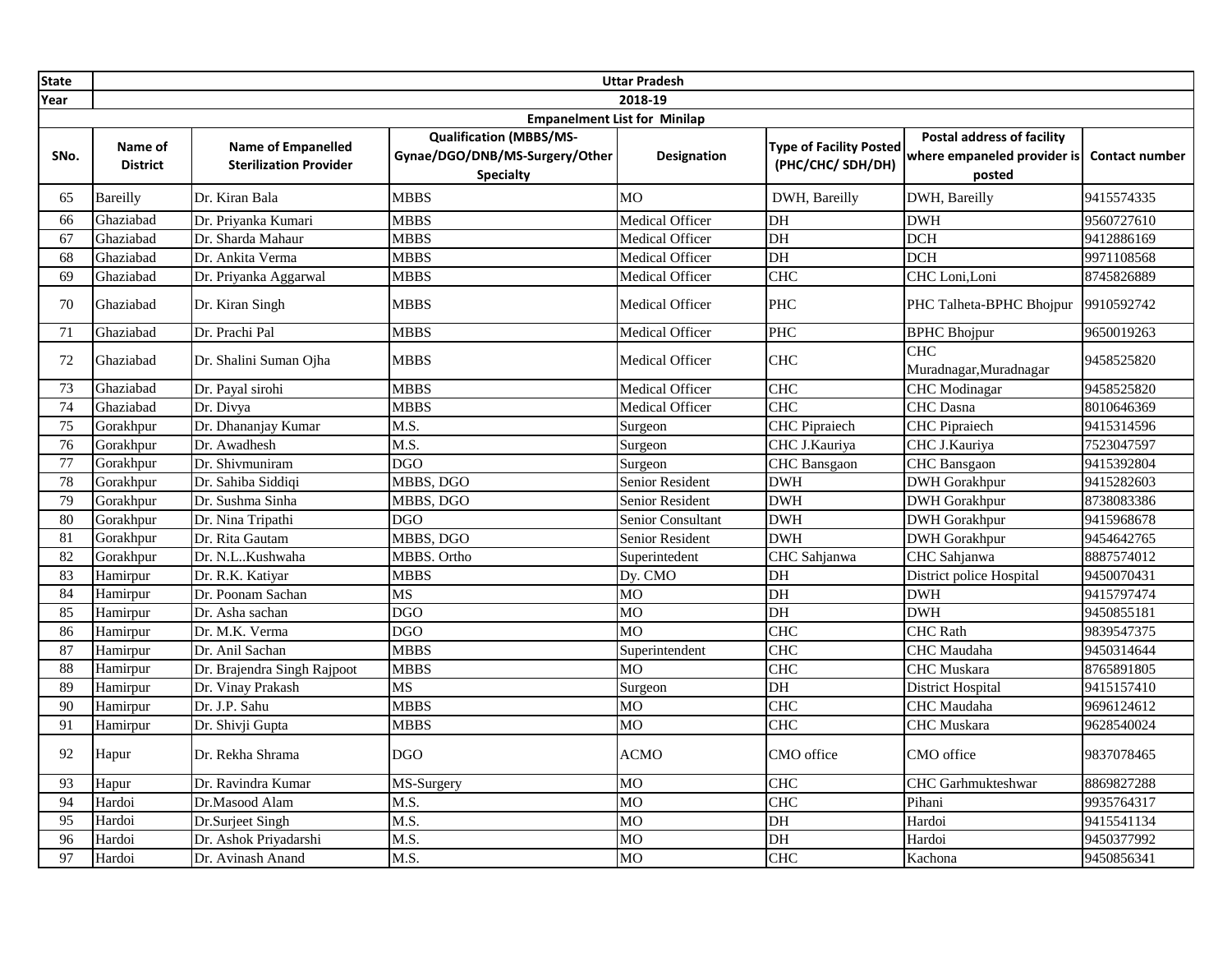| State | Uttar Pradesh | | | | | | |
|---|---|---|---|---|---|---|---|
| Year | 2018-19 | | | | | | |
| Empanelment List for Minilap | | | | | | | |
| SNo. | Name of District | Name of Empanelled Sterilization Provider | Qualification (MBBS/MS-Gynae/DGO/DNB/MS-Surgery/Other Specialty | Designation | Type of Facility Posted (PHC/CHC/ SDH/DH) | Postal address of facility where empaneled provider is posted | Contact number |
| 65 | Bareilly | Dr. Kiran Bala | MBBS | MO | DWH, Bareilly | DWH, Bareilly | 9415574335 |
| 66 | Ghaziabad | Dr. Priyanka Kumari | MBBS | Medical Officer | DH | DWH | 9560727610 |
| 67 | Ghaziabad | Dr. Sharda Mahaur | MBBS | Medical Officer | DH | DCH | 9412886169 |
| 68 | Ghaziabad | Dr. Ankita Verma | MBBS | Medical Officer | DH | DCH | 9971108568 |
| 69 | Ghaziabad | Dr. Priyanka Aggarwal | MBBS | Medical Officer | CHC | CHC Loni,Loni | 8745826889 |
| 70 | Ghaziabad | Dr. Kiran Singh | MBBS | Medical Officer | PHC | PHC Talheta-BPHC Bhojpur | 9910592742 |
| 71 | Ghaziabad | Dr. Prachi Pal | MBBS | Medical Officer | PHC | BPHC Bhojpur | 9650019263 |
| 72 | Ghaziabad | Dr. Shalini Suman Ojha | MBBS | Medical Officer | CHC | CHC Muradnagar,Muradnagar | 9458525820 |
| 73 | Ghaziabad | Dr. Payal sirohi | MBBS | Medical Officer | CHC | CHC Modinagar | 9458525820 |
| 74 | Ghaziabad | Dr. Divya | MBBS | Medical Officer | CHC | CHC Dasna | 8010646369 |
| 75 | Gorakhpur | Dr. Dhananjay Kumar | M.S. | Surgeon | CHC Pipraiech | CHC Pipraiech | 9415314596 |
| 76 | Gorakhpur | Dr. Awadhesh | M.S. | Surgeon | CHC J.Kauriya | CHC J.Kauriya | 7523047597 |
| 77 | Gorakhpur | Dr. Shivmuniram | DGO | Surgeon | CHC Bansgaon | CHC Bansgaon | 9415392804 |
| 78 | Gorakhpur | Dr. Sahiba Siddiqi | MBBS, DGO | Senior Resident | DWH | DWH Gorakhpur | 9415282603 |
| 79 | Gorakhpur | Dr. Sushma Sinha | MBBS, DGO | Senior Resident | DWH | DWH Gorakhpur | 8738083386 |
| 80 | Gorakhpur | Dr. Nina Tripathi | DGO | Senior Consultant | DWH | DWH Gorakhpur | 9415968678 |
| 81 | Gorakhpur | Dr. Rita Gautam | MBBS, DGO | Senior Resident | DWH | DWH Gorakhpur | 9454642765 |
| 82 | Gorakhpur | Dr. N.L..Kushwaha | MBBS. Ortho | Superintedent | CHC Sahjanwa | CHC Sahjanwa | 8887574012 |
| 83 | Hamirpur | Dr. R.K. Katiyar | MBBS | Dy. CMO | DH | District police Hospital | 9450070431 |
| 84 | Hamirpur | Dr. Poonam Sachan | MS | MO | DH | DWH | 9415797474 |
| 85 | Hamirpur | Dr. Asha sachan | DGO | MO | DH | DWH | 9450855181 |
| 86 | Hamirpur | Dr. M.K. Verma | DGO | MO | CHC | CHC Rath | 9839547375 |
| 87 | Hamirpur | Dr. Anil Sachan | MBBS | Superintendent | CHC | CHC Maudaha | 9450314644 |
| 88 | Hamirpur | Dr. Brajendra Singh Rajpoot | MBBS | MO | CHC | CHC Muskara | 8765891805 |
| 89 | Hamirpur | Dr. Vinay Prakash | MS | Surgeon | DH | District Hospital | 9415157410 |
| 90 | Hamirpur | Dr. J.P. Sahu | MBBS | MO | CHC | CHC Maudaha | 9696124612 |
| 91 | Hamirpur | Dr. Shivji Gupta | MBBS | MO | CHC | CHC Muskara | 9628540024 |
| 92 | Hapur | Dr. Rekha Shrama | DGO | ACMO | CMO office | CMO office | 9837078465 |
| 93 | Hapur | Dr. Ravindra Kumar | MS-Surgery | MO | CHC | CHC Garhmukteshwar | 8869827288 |
| 94 | Hardoi | Dr.Masood Alam | M.S. | MO | CHC | Pihani | 9935764317 |
| 95 | Hardoi | Dr.Surjeet Singh | M.S. | MO | DH | Hardoi | 9415541134 |
| 96 | Hardoi | Dr. Ashok Priyadarshi | M.S. | MO | DH | Hardoi | 9450377992 |
| 97 | Hardoi | Dr. Avinash Anand | M.S. | MO | CHC | Kachona | 9450856341 |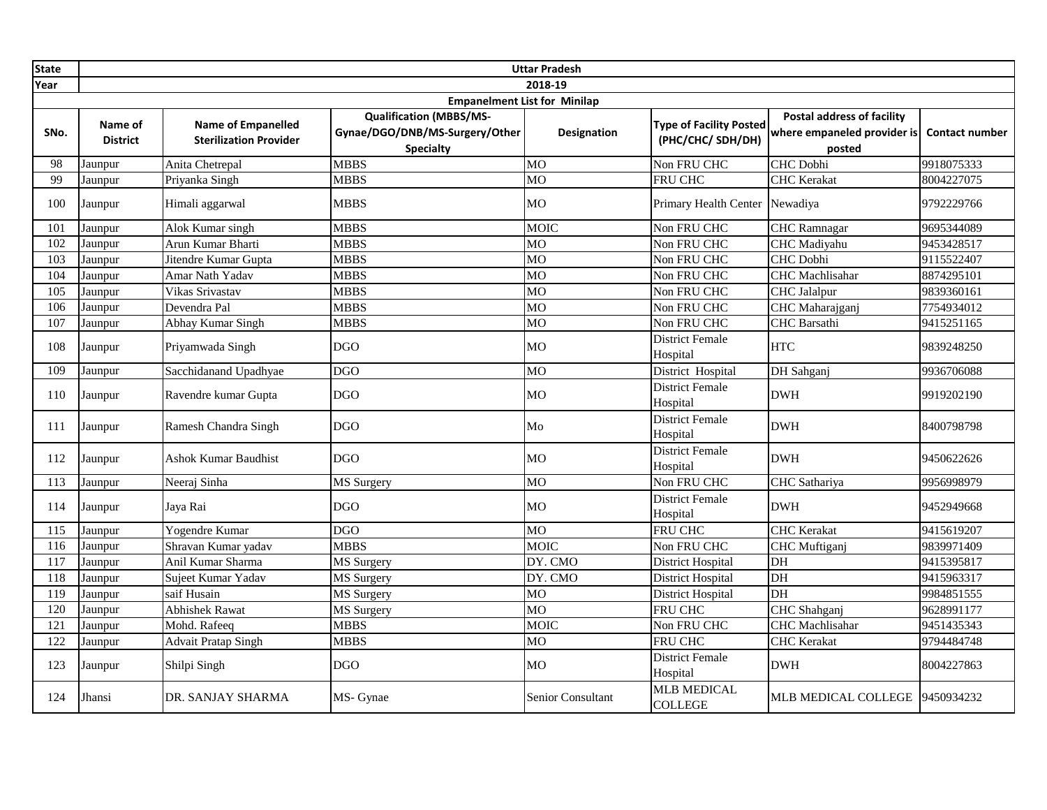| State | Uttar Pradesh | | | | | | |
|---|---|---|---|---|---|---|---|
| Year | 2018-19 | | | | | | |
| Empanelment List for Minilap | | | | | | | |
| SNo. | Name of District | Name of Empanelled Sterilization Provider | Qualification (MBBS/MS-Gynae/DGO/DNB/MS-Surgery/Other Specialty | Designation | Type of Facility Posted (PHC/CHC/ SDH/DH) | Postal address of facility where empaneled provider is posted | Contact number |
| 98 | Jaunpur | Anita Chetrepal | MBBS | MO | Non FRU CHC | CHC Dobhi | 9918075333 |
| 99 | Jaunpur | Priyanka Singh | MBBS | MO | FRU CHC | CHC Kerakat | 8004227075 |
| 100 | Jaunpur | Himali aggarwal | MBBS | MO | Primary Health Center | Newadiya | 9792229766 |
| 101 | Jaunpur | Alok Kumar singh | MBBS | MOIC | Non FRU CHC | CHC Ramnagar | 9695344089 |
| 102 | Jaunpur | Arun Kumar Bharti | MBBS | MO | Non FRU CHC | CHC Madiyahu | 9453428517 |
| 103 | Jaunpur | Jitendre Kumar Gupta | MBBS | MO | Non FRU CHC | CHC Dobhi | 9115522407 |
| 104 | Jaunpur | Amar Nath Yadav | MBBS | MO | Non FRU CHC | CHC Machlisahar | 8874295101 |
| 105 | Jaunpur | Vikas Srivastav | MBBS | MO | Non FRU CHC | CHC Jalalpur | 9839360161 |
| 106 | Jaunpur | Devendra Pal | MBBS | MO | Non FRU CHC | CHC Maharajganj | 7754934012 |
| 107 | Jaunpur | Abhay Kumar Singh | MBBS | MO | Non FRU CHC | CHC Barsathi | 9415251165 |
| 108 | Jaunpur | Priyamwada Singh | DGO | MO | District Female Hospital | HTC | 9839248250 |
| 109 | Jaunpur | Sacchidanand Upadhyae | DGO | MO | District Hospital | DH Sahganj | 9936706088 |
| 110 | Jaunpur | Ravendre kumar Gupta | DGO | MO | District Female Hospital | DWH | 9919202190 |
| 111 | Jaunpur | Ramesh Chandra Singh | DGO | Mo | District Female Hospital | DWH | 8400798798 |
| 112 | Jaunpur | Ashok Kumar Baudhist | DGO | MO | District Female Hospital | DWH | 9450622626 |
| 113 | Jaunpur | Neeraj Sinha | MS Surgery | MO | Non FRU CHC | CHC Sathariya | 9956998979 |
| 114 | Jaunpur | Jaya Rai | DGO | MO | District Female Hospital | DWH | 9452949668 |
| 115 | Jaunpur | Yogendre Kumar | DGO | MO | FRU CHC | CHC Kerakat | 9415619207 |
| 116 | Jaunpur | Shravan Kumar yadav | MBBS | MOIC | Non FRU CHC | CHC Muftiganj | 9839971409 |
| 117 | Jaunpur | Anil Kumar Sharma | MS Surgery | DY. CMO | District Hospital | DH | 9415395817 |
| 118 | Jaunpur | Sujeet Kumar Yadav | MS Surgery | DY. CMO | District Hospital | DH | 9415963317 |
| 119 | Jaunpur | saif Husain | MS Surgery | MO | District Hospital | DH | 9984851555 |
| 120 | Jaunpur | Abhishek Rawat | MS Surgery | MO | FRU CHC | CHC Shahganj | 9628991177 |
| 121 | Jaunpur | Mohd. Rafeeq | MBBS | MOIC | Non FRU CHC | CHC Machlisahar | 9451435343 |
| 122 | Jaunpur | Advait Pratap Singh | MBBS | MO | FRU CHC | CHC Kerakat | 9794484748 |
| 123 | Jaunpur | Shilpi Singh | DGO | MO | District Female Hospital | DWH | 8004227863 |
| 124 | Jhansi | DR. SANJAY SHARMA | MS- Gynae | Senior Consultant | MLB MEDICAL COLLEGE | MLB MEDICAL COLLEGE | 9450934232 |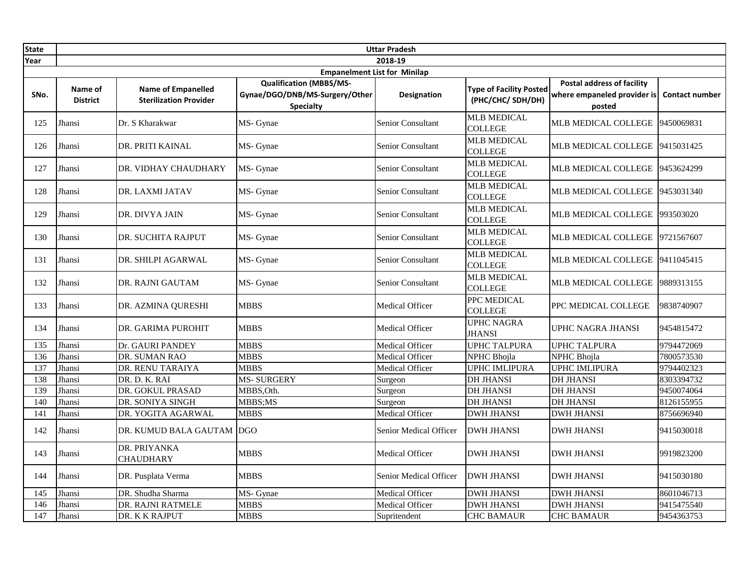| State | Uttar Pradesh | | | | | | |
|---|---|---|---|---|---|---|---|
| Year | 2018-19 | | | | | | |
| | Empanelment List for Minilap | | | | | | |
| SNo. | Name of District | Name of Empanelled Sterilization Provider | Qualification (MBBS/MS-Gynae/DGO/DNB/MS-Surgery/Other Specialty | Designation | Type of Facility Posted (PHC/CHC/ SDH/DH) | Postal address of facility where empaneled provider is posted | Contact number |
| 125 | Jhansi | Dr. S Kharakwar | MS- Gynae | Senior Consultant | MLB MEDICAL COLLEGE | MLB MEDICAL COLLEGE | 9450069831 |
| 126 | Jhansi | DR. PRITI KAINAL | MS- Gynae | Senior Consultant | MLB MEDICAL COLLEGE | MLB MEDICAL COLLEGE | 9415031425 |
| 127 | Jhansi | DR. VIDHAY CHAUDHARY | MS- Gynae | Senior Consultant | MLB MEDICAL COLLEGE | MLB MEDICAL COLLEGE | 9453624299 |
| 128 | Jhansi | DR. LAXMI JATAV | MS- Gynae | Senior Consultant | MLB MEDICAL COLLEGE | MLB MEDICAL COLLEGE | 9453031340 |
| 129 | Jhansi | DR. DIVYA JAIN | MS- Gynae | Senior Consultant | MLB MEDICAL COLLEGE | MLB MEDICAL COLLEGE | 993503020 |
| 130 | Jhansi | DR. SUCHITA RAJPUT | MS- Gynae | Senior Consultant | MLB MEDICAL COLLEGE | MLB MEDICAL COLLEGE | 9721567607 |
| 131 | Jhansi | DR. SHILPI AGARWAL | MS- Gynae | Senior Consultant | MLB MEDICAL COLLEGE | MLB MEDICAL COLLEGE | 9411045415 |
| 132 | Jhansi | DR. RAJNI GAUTAM | MS- Gynae | Senior Consultant | MLB MEDICAL COLLEGE | MLB MEDICAL COLLEGE | 9889313155 |
| 133 | Jhansi | DR. AZMINA QURESHI | MBBS | Medical Officer | PPC MEDICAL COLLEGE | PPC MEDICAL COLLEGE | 9838740907 |
| 134 | Jhansi | DR. GARIMA PUROHIT | MBBS | Medical Officer | UPHC NAGRA JHANSI | UPHC NAGRA JHANSI | 9454815472 |
| 135 | Jhansi | Dr. GAURI PANDEY | MBBS | Medical Officer | UPHC TALPURA | UPHC TALPURA | 9794472069 |
| 136 | Jhansi | DR. SUMAN RAO | MBBS | Medical Officer | NPHC Bhojla | NPHC Bhojla | 7800573530 |
| 137 | Jhansi | DR. RENU TARAIYA | MBBS | Medical Officer | UPHC IMLIPURA | UPHC IMLIPURA | 9794402323 |
| 138 | Jhansi | DR. D. K. RAI | MS- SURGERY | Surgeon | DH JHANSI | DH JHANSI | 8303394732 |
| 139 | Jhansi | DR. GOKUL PRASAD | MBBS,Oth. | Surgeon | DH JHANSI | DH JHANSI | 9450074064 |
| 140 | Jhansi | DR. SONIYA SINGH | MBBS;MS | Surgeon | DH JHANSI | DH JHANSI | 8126155955 |
| 141 | Jhansi | DR. YOGITA AGARWAL | MBBS | Medical Officer | DWH JHANSI | DWH JHANSI | 8756696940 |
| 142 | Jhansi | DR. KUMUD BALA GAUTAM | DGO | Senior Medical Officer | DWH JHANSI | DWH JHANSI | 9415030018 |
| 143 | Jhansi | DR. PRIYANKA CHAUDHARY | MBBS | Medical Officer | DWH JHANSI | DWH JHANSI | 9919823200 |
| 144 | Jhansi | DR. Pusplata Verma | MBBS | Senior Medical Officer | DWH JHANSI | DWH JHANSI | 9415030180 |
| 145 | Jhansi | DR. Shudha Sharma | MS- Gynae | Medical Officer | DWH JHANSI | DWH JHANSI | 8601046713 |
| 146 | Jhansi | DR. RAJNI RATMELE | MBBS | Medical Officer | DWH JHANSI | DWH JHANSI | 9415475540 |
| 147 | Jhansi | DR. K K RAJPUT | MBBS | Supritendent | CHC BAMAUR | CHC BAMAUR | 9454363753 |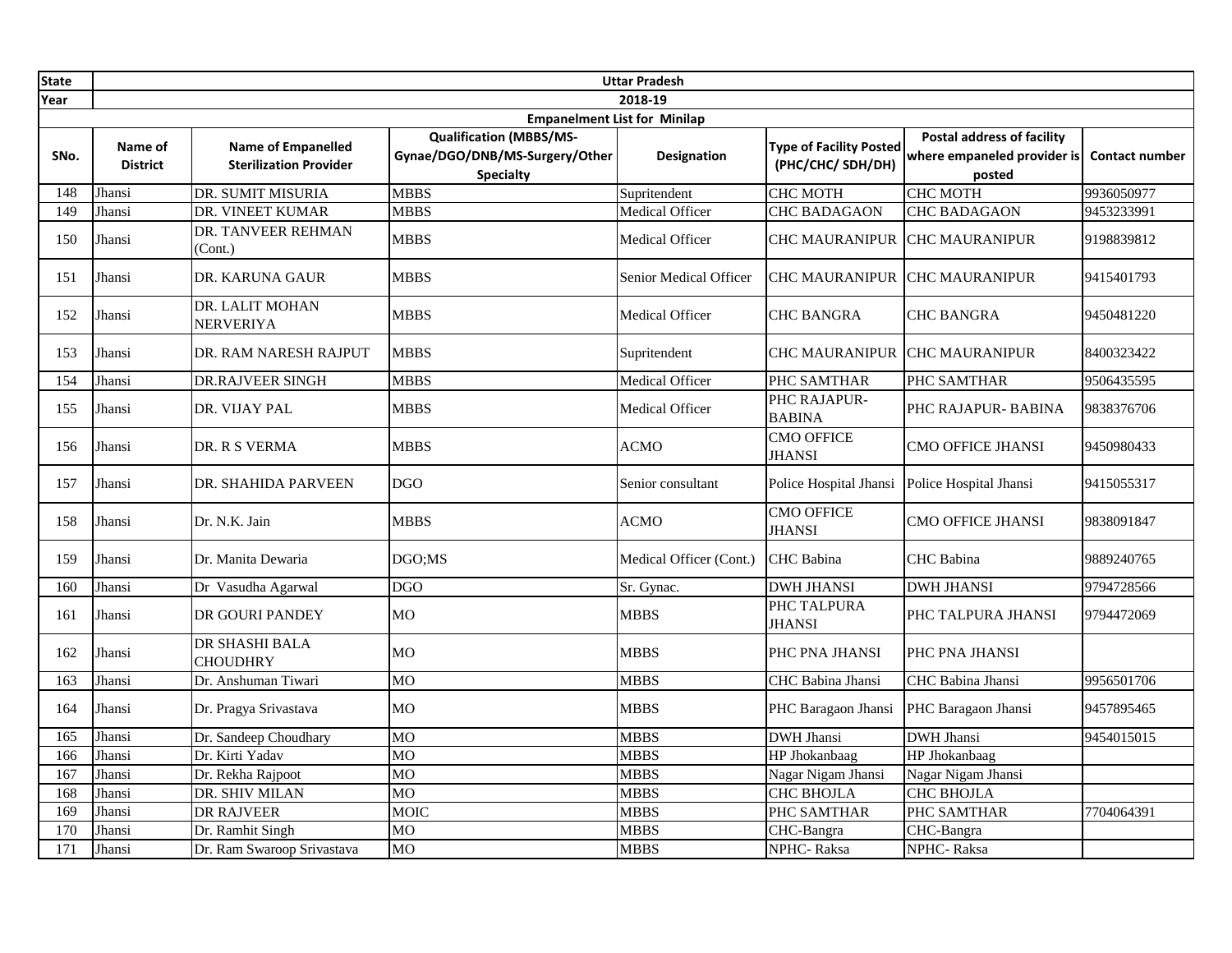| State | Uttar Pradesh | | | | | | |
|---|---|---|---|---|---|---|---|
| Year | 2018-19 | | | | | | |
| Empanelment List for Minilap | | | | | | | |
| SNo. | Name of District | Name of Empanelled Sterilization Provider | Qualification (MBBS/MS-Gynae/DGO/DNB/MS-Surgery/Other Specialty | Designation | Type of Facility Posted (PHC/CHC/ SDH/DH) | Postal address of facility where empaneled provider is posted | Contact number |
| 148 | Jhansi | DR. SUMIT MISURIA | MBBS | Supritendent | CHC MOTH | CHC MOTH | 9936050977 |
| 149 | Jhansi | DR. VINEET KUMAR | MBBS | Medical Officer | CHC BADAGAON | CHC BADAGAON | 9453233991 |
| 150 | Jhansi | DR. TANVEER REHMAN (Cont.) | MBBS | Medical Officer | CHC MAURANIPUR | CHC MAURANIPUR | 9198839812 |
| 151 | Jhansi | DR. KARUNA GAUR | MBBS | Senior Medical Officer | CHC MAURANIPUR | CHC MAURANIPUR | 9415401793 |
| 152 | Jhansi | DR. LALIT MOHAN NERVERIYA | MBBS | Medical Officer | CHC BANGRA | CHC BANGRA | 9450481220 |
| 153 | Jhansi | DR. RAM NARESH RAJPUT | MBBS | Supritendent | CHC MAURANIPUR | CHC MAURANIPUR | 8400323422 |
| 154 | Jhansi | DR.RAJVEER SINGH | MBBS | Medical Officer | PHC SAMTHAR | PHC SAMTHAR | 9506435595 |
| 155 | Jhansi | DR. VIJAY PAL | MBBS | Medical Officer | PHC RAJAPUR-BABINA | PHC RAJAPUR- BABINA | 9838376706 |
| 156 | Jhansi | DR. R S VERMA | MBBS | ACMO | CMO OFFICE JHANSI | CMO OFFICE JHANSI | 9450980433 |
| 157 | Jhansi | DR. SHAHIDA PARVEEN | DGO | Senior consultant | Police Hospital Jhansi | Police Hospital Jhansi | 9415055317 |
| 158 | Jhansi | Dr. N.K. Jain | MBBS | ACMO | CMO OFFICE JHANSI | CMO OFFICE JHANSI | 9838091847 |
| 159 | Jhansi | Dr. Manita Dewaria | DGO;MS | Medical Officer (Cont.) | CHC Babina | CHC Babina | 9889240765 |
| 160 | Jhansi | Dr Vasudha Agarwal | DGO | Sr. Gynac. | DWH JHANSI | DWH JHANSI | 9794728566 |
| 161 | Jhansi | DR GOURI PANDEY | MO | MBBS | PHC TALPURA JHANSI | PHC TALPURA JHANSI | 9794472069 |
| 162 | Jhansi | DR SHASHI BALA CHOUDHRY | MO | MBBS | PHC PNA JHANSI | PHC PNA JHANSI | |
| 163 | Jhansi | Dr. Anshuman Tiwari | MO | MBBS | CHC Babina Jhansi | CHC Babina Jhansi | 9956501706 |
| 164 | Jhansi | Dr. Pragya Srivastava | MO | MBBS | PHC Baragaon Jhansi | PHC Baragaon Jhansi | 9457895465 |
| 165 | Jhansi | Dr. Sandeep Choudhary | MO | MBBS | DWH Jhansi | DWH Jhansi | 9454015015 |
| 166 | Jhansi | Dr. Kirti Yadav | MO | MBBS | HP Jhokanbaag | HP Jhokanbaag | |
| 167 | Jhansi | Dr. Rekha Rajpoot | MO | MBBS | Nagar Nigam Jhansi | Nagar Nigam Jhansi | |
| 168 | Jhansi | DR. SHIV MILAN | MO | MBBS | CHC BHOJLA | CHC BHOJLA | |
| 169 | Jhansi | DR RAJVEER | MOIC | MBBS | PHC SAMTHAR | PHC SAMTHAR | 7704064391 |
| 170 | Jhansi | Dr. Ramhit Singh | MO | MBBS | CHC-Bangra | CHC-Bangra | |
| 171 | Jhansi | Dr. Ram Swaroop Srivastava | MO | MBBS | NPHC- Raksa | NPHC- Raksa | |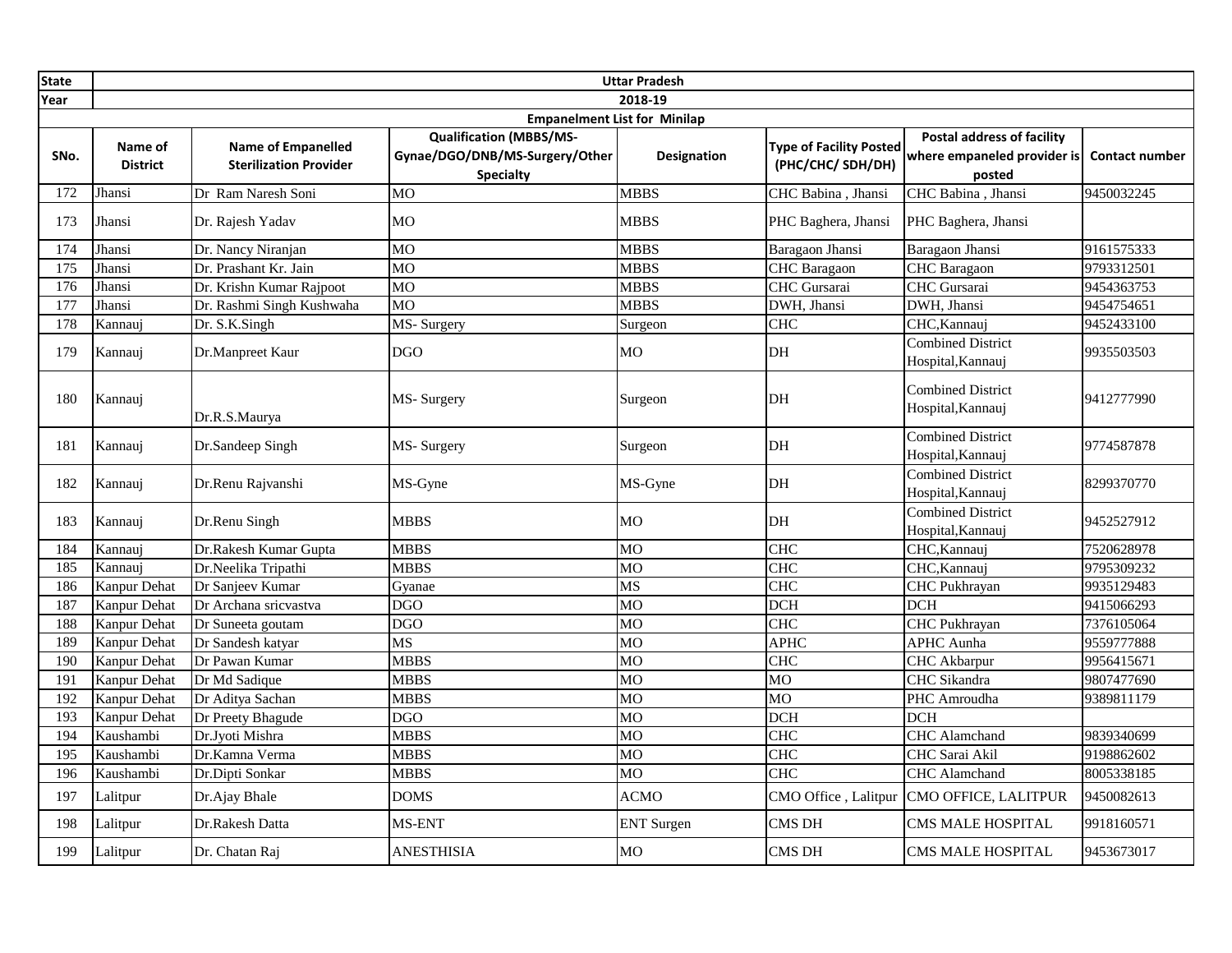| State | Uttar Pradesh | | | | | | |
|---|---|---|---|---|---|---|---|
| Year | 2018-19 | | | | | | |
| Empanelment List for Minilap | | | | | | | |
| SNo. | Name of District | Name of Empanelled Sterilization Provider | Qualification (MBBS/MS-Gynae/DGO/DNB/MS-Surgery/Other Specialty | Designation | Type of Facility Posted (PHC/CHC/ SDH/DH) | Postal address of facility where empaneled provider is posted | Contact number |
| 172 | Jhansi | Dr Ram Naresh Soni | MO | MBBS | CHC Babina , Jhansi | CHC Babina , Jhansi | 9450032245 |
| 173 | Jhansi | Dr. Rajesh Yadav | MO | MBBS | PHC Baghera, Jhansi | PHC Baghera, Jhansi | |
| 174 | Jhansi | Dr. Nancy Niranjan | MO | MBBS | Baragaon Jhansi | Baragaon Jhansi | 9161575333 |
| 175 | Jhansi | Dr. Prashant Kr. Jain | MO | MBBS | CHC Baragaon | CHC Baragaon | 9793312501 |
| 176 | Jhansi | Dr. Krishn Kumar Rajpoot | MO | MBBS | CHC Gursarai | CHC Gursarai | 9454363753 |
| 177 | Jhansi | Dr. Rashmi Singh Kushwaha | MO | MBBS | DWH, Jhansi | DWH, Jhansi | 9454754651 |
| 178 | Kannauj | Dr. S.K.Singh | MS- Surgery | Surgeon | CHC | CHC,Kannauj | 9452433100 |
| 179 | Kannauj | Dr.Manpreet Kaur | DGO | MO | DH | Combined District Hospital,Kannauj | 9935503503 |
| 180 | Kannauj | Dr.R.S.Maurya | MS- Surgery | Surgeon | DH | Combined District Hospital,Kannauj | 9412777990 |
| 181 | Kannauj | Dr.Sandeep Singh | MS- Surgery | Surgeon | DH | Combined District Hospital,Kannauj | 9774587878 |
| 182 | Kannauj | Dr.Renu Rajvanshi | MS-Gyne | MS-Gyne | DH | Combined District Hospital,Kannauj | 8299370770 |
| 183 | Kannauj | Dr.Renu Singh | MBBS | MO | DH | Combined District Hospital,Kannauj | 9452527912 |
| 184 | Kannauj | Dr.Rakesh Kumar Gupta | MBBS | MO | CHC | CHC,Kannauj | 7520628978 |
| 185 | Kannauj | Dr.Neelika Tripathi | MBBS | MO | CHC | CHC,Kannauj | 9795309232 |
| 186 | Kanpur Dehat | Dr Sanjeev Kumar | Gyanae | MS | CHC | CHC Pukhrayan | 9935129483 |
| 187 | Kanpur Dehat | Dr Archana sricvastva | DGO | MO | DCH | DCH | 9415066293 |
| 188 | Kanpur Dehat | Dr Suneeta goutam | DGO | MO | CHC | CHC Pukhrayan | 7376105064 |
| 189 | Kanpur Dehat | Dr Sandesh katyar | MS | MO | APHC | APHC Aunha | 9559777888 |
| 190 | Kanpur Dehat | Dr Pawan Kumar | MBBS | MO | CHC | CHC Akbarpur | 9956415671 |
| 191 | Kanpur Dehat | Dr Md Sadique | MBBS | MO | MO | CHC Sikandra | 9807477690 |
| 192 | Kanpur Dehat | Dr Aditya Sachan | MBBS | MO | MO | PHC Amroudha | 9389811179 |
| 193 | Kanpur Dehat | Dr Preety Bhagude | DGO | MO | DCH | DCH | |
| 194 | Kaushambi | Dr.Jyoti Mishra | MBBS | MO | CHC | CHC Alamchand | 9839340699 |
| 195 | Kaushambi | Dr.Kamna Verma | MBBS | MO | CHC | CHC Sarai Akil | 9198862602 |
| 196 | Kaushambi | Dr.Dipti Sonkar | MBBS | MO | CHC | CHC Alamchand | 8005338185 |
| 197 | Lalitpur | Dr.Ajay Bhale | DOMS | ACMO | CMO Office , Lalitpur | CMO OFFICE, LALITPUR | 9450082613 |
| 198 | Lalitpur | Dr.Rakesh Datta | MS-ENT | ENT Surgen | CMS DH | CMS MALE HOSPITAL | 9918160571 |
| 199 | Lalitpur | Dr. Chatan Raj | ANESTHISIA | MO | CMS DH | CMS MALE HOSPITAL | 9453673017 |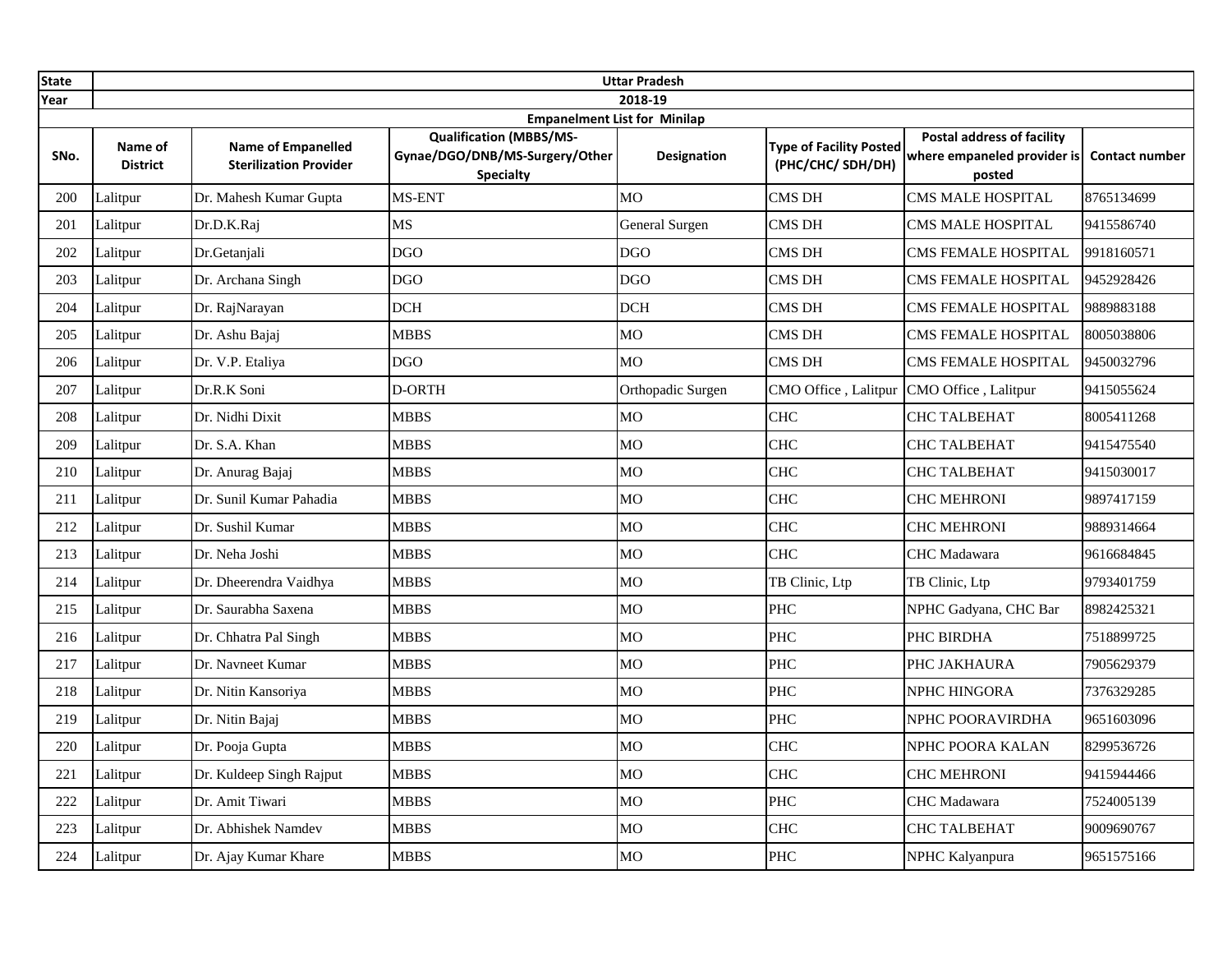| State | Uttar Pradesh | | | | | | |
|---|---|---|---|---|---|---|---|
| Year | 2018-19 | | | | | | |
| | Empanelment List for Minilap | | | | | | |
| SNo. | Name of District | Name of Empanelled Sterilization Provider | Qualification (MBBS/MS-Gynae/DGO/DNB/MS-Surgery/Other Specialty | Designation | Type of Facility Posted (PHC/CHC/ SDH/DH) | Postal address of facility where empaneled provider is posted | Contact number |
| 200 | Lalitpur | Dr. Mahesh Kumar Gupta | MS-ENT | MO | CMS DH | CMS MALE HOSPITAL | 8765134699 |
| 201 | Lalitpur | Dr.D.K.Raj | MS | General Surgen | CMS DH | CMS MALE HOSPITAL | 9415586740 |
| 202 | Lalitpur | Dr.Getanjali | DGO | DGO | CMS DH | CMS FEMALE HOSPITAL | 9918160571 |
| 203 | Lalitpur | Dr. Archana Singh | DGO | DGO | CMS DH | CMS FEMALE HOSPITAL | 9452928426 |
| 204 | Lalitpur | Dr. RajNarayan | DCH | DCH | CMS DH | CMS FEMALE HOSPITAL | 9889883188 |
| 205 | Lalitpur | Dr. Ashu Bajaj | MBBS | MO | CMS DH | CMS FEMALE HOSPITAL | 8005038806 |
| 206 | Lalitpur | Dr. V.P. Etaliya | DGO | MO | CMS DH | CMS FEMALE HOSPITAL | 9450032796 |
| 207 | Lalitpur | Dr.R.K Soni | D-ORTH | Orthopadic Surgen | CMO Office , Lalitpur | CMO Office , Lalitpur | 9415055624 |
| 208 | Lalitpur | Dr. Nidhi Dixit | MBBS | MO | CHC | CHC TALBEHAT | 8005411268 |
| 209 | Lalitpur | Dr. S.A. Khan | MBBS | MO | CHC | CHC TALBEHAT | 9415475540 |
| 210 | Lalitpur | Dr. Anurag Bajaj | MBBS | MO | CHC | CHC TALBEHAT | 9415030017 |
| 211 | Lalitpur | Dr. Sunil Kumar Pahadia | MBBS | MO | CHC | CHC MEHRONI | 9897417159 |
| 212 | Lalitpur | Dr. Sushil Kumar | MBBS | MO | CHC | CHC MEHRONI | 9889314664 |
| 213 | Lalitpur | Dr. Neha Joshi | MBBS | MO | CHC | CHC Madawara | 9616684845 |
| 214 | Lalitpur | Dr. Dheerendra Vaidhya | MBBS | MO | TB Clinic, Ltp | TB Clinic, Ltp | 9793401759 |
| 215 | Lalitpur | Dr. Saurabha Saxena | MBBS | MO | PHC | NPHC Gadyana, CHC Bar | 8982425321 |
| 216 | Lalitpur | Dr. Chhatra Pal Singh | MBBS | MO | PHC | PHC BIRDHA | 7518899725 |
| 217 | Lalitpur | Dr. Navneet Kumar | MBBS | MO | PHC | PHC JAKHAURA | 7905629379 |
| 218 | Lalitpur | Dr. Nitin Kansoriya | MBBS | MO | PHC | NPHC HINGORA | 7376329285 |
| 219 | Lalitpur | Dr. Nitin Bajaj | MBBS | MO | PHC | NPHC POORAVIRDHA | 9651603096 |
| 220 | Lalitpur | Dr. Pooja Gupta | MBBS | MO | CHC | NPHC POORA KALAN | 8299536726 |
| 221 | Lalitpur | Dr. Kuldeep Singh Rajput | MBBS | MO | CHC | CHC MEHRONI | 9415944466 |
| 222 | Lalitpur | Dr. Amit Tiwari | MBBS | MO | PHC | CHC Madawara | 7524005139 |
| 223 | Lalitpur | Dr. Abhishek Namdev | MBBS | MO | CHC | CHC TALBEHAT | 9009690767 |
| 224 | Lalitpur | Dr. Ajay Kumar Khare | MBBS | MO | PHC | NPHC Kalyanpura | 9651575166 |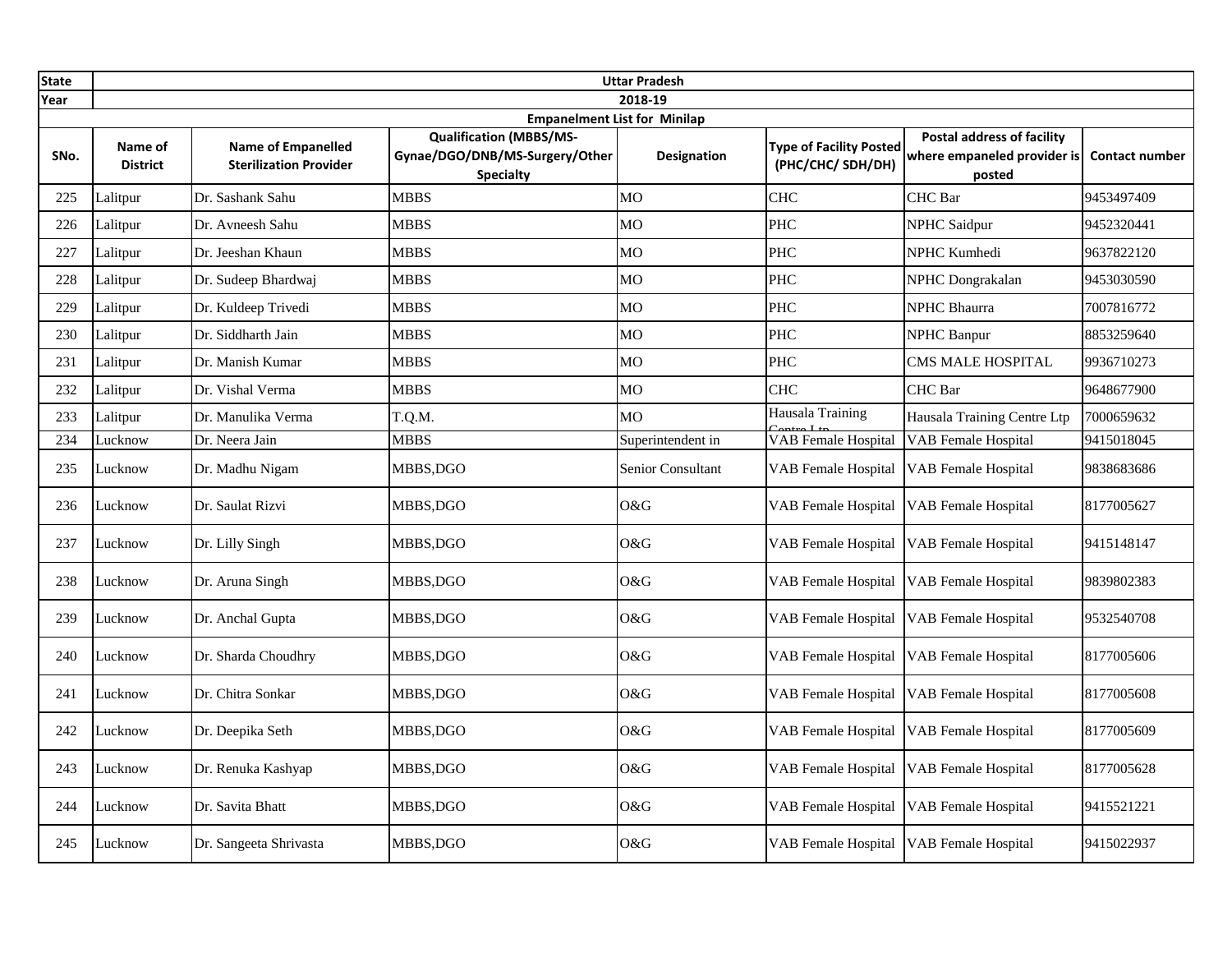| State | Uttar Pradesh | | | | | | |
|---|---|---|---|---|---|---|---|
| Year | 2018-19 | | | | | | |
| Empanelment List for Minilap | | | | | | | |
| SNo. | Name of District | Name of Empanelled Sterilization Provider | Qualification (MBBS/MS-Gynae/DGO/DNB/MS-Surgery/Other Specialty | Designation | Type of Facility Posted (PHC/CHC/ SDH/DH) | Postal address of facility where empaneled provider is posted | Contact number |
| 225 | Lalitpur | Dr. Sashank Sahu | MBBS | MO | CHC | CHC Bar | 9453497409 |
| 226 | Lalitpur | Dr. Avneesh Sahu | MBBS | MO | PHC | NPHC Saidpur | 9452320441 |
| 227 | Lalitpur | Dr. Jeeshan Khaun | MBBS | MO | PHC | NPHC Kumhedi | 9637822120 |
| 228 | Lalitpur | Dr. Sudeep Bhardwaj | MBBS | MO | PHC | NPHC Dongrakalan | 9453030590 |
| 229 | Lalitpur | Dr. Kuldeep Trivedi | MBBS | MO | PHC | NPHC Bhaurra | 7007816772 |
| 230 | Lalitpur | Dr. Siddharth Jain | MBBS | MO | PHC | NPHC Banpur | 8853259640 |
| 231 | Lalitpur | Dr. Manish Kumar | MBBS | MO | PHC | CMS MALE HOSPITAL | 9936710273 |
| 232 | Lalitpur | Dr. Vishal Verma | MBBS | MO | CHC | CHC Bar | 9648677900 |
| 233 | Lalitpur | Dr. Manulika Verma | T.Q.M. | MO | Hausala Training Centre Ltp | Hausala Training Centre Ltp | 7000659632 |
| 234 | Lucknow | Dr. Neera Jain | MBBS | Superintendent in | VAB Female Hospital | VAB Female Hospital | 9415018045 |
| 235 | Lucknow | Dr. Madhu Nigam | MBBS,DGO | Senior Consultant | VAB Female Hospital | VAB Female Hospital | 9838683686 |
| 236 | Lucknow | Dr. Saulat Rizvi | MBBS,DGO | O&G | VAB Female Hospital | VAB Female Hospital | 8177005627 |
| 237 | Lucknow | Dr. Lilly Singh | MBBS,DGO | O&G | VAB Female Hospital | VAB Female Hospital | 9415148147 |
| 238 | Lucknow | Dr. Aruna Singh | MBBS,DGO | O&G | VAB Female Hospital | VAB Female Hospital | 9839802383 |
| 239 | Lucknow | Dr. Anchal Gupta | MBBS,DGO | O&G | VAB Female Hospital | VAB Female Hospital | 9532540708 |
| 240 | Lucknow | Dr. Sharda Choudhry | MBBS,DGO | O&G | VAB Female Hospital | VAB Female Hospital | 8177005606 |
| 241 | Lucknow | Dr. Chitra Sonkar | MBBS,DGO | O&G | VAB Female Hospital | VAB Female Hospital | 8177005608 |
| 242 | Lucknow | Dr. Deepika Seth | MBBS,DGO | O&G | VAB Female Hospital | VAB Female Hospital | 8177005609 |
| 243 | Lucknow | Dr. Renuka Kashyap | MBBS,DGO | O&G | VAB Female Hospital | VAB Female Hospital | 8177005628 |
| 244 | Lucknow | Dr. Savita Bhatt | MBBS,DGO | O&G | VAB Female Hospital | VAB Female Hospital | 9415521221 |
| 245 | Lucknow | Dr. Sangeeta Shrivasta | MBBS,DGO | O&G | VAB Female Hospital | VAB Female Hospital | 9415022937 |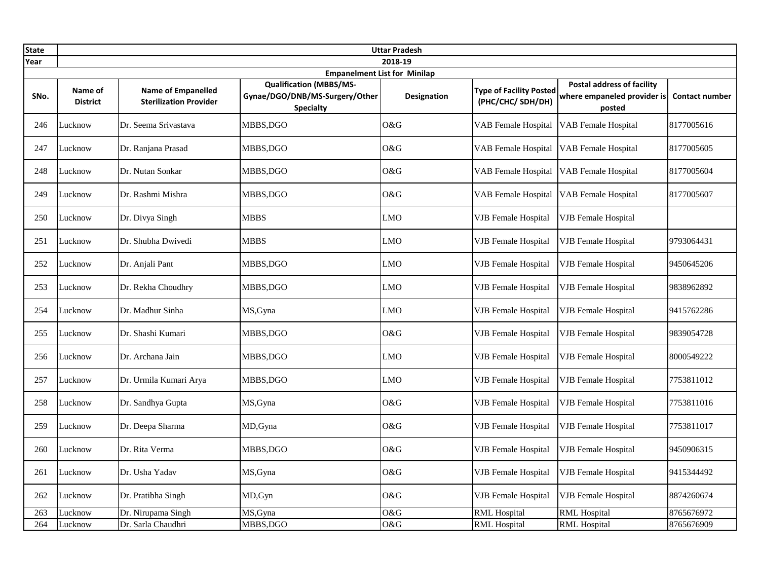| State | Uttar Pradesh | | | | | | |
|---|---|---|---|---|---|---|---|
| Year | 2018-19 | | | | | | |
| Empanelment List for Minilap | | | | | | | |
| SNo. | Name of District | Name of Empanelled Sterilization Provider | Qualification (MBBS/MS-Gynae/DGO/DNB/MS-Surgery/Other Specialty | Designation | Type of Facility Posted (PHC/CHC/ SDH/DH) | Postal address of facility where empaneled provider is posted | Contact number |
| 246 | Lucknow | Dr. Seema Srivastava | MBBS,DGO | O&G | VAB Female Hospital | VAB Female Hospital | 8177005616 |
| 247 | Lucknow | Dr. Ranjana Prasad | MBBS,DGO | O&G | VAB Female Hospital | VAB Female Hospital | 8177005605 |
| 248 | Lucknow | Dr. Nutan Sonkar | MBBS,DGO | O&G | VAB Female Hospital | VAB Female Hospital | 8177005604 |
| 249 | Lucknow | Dr. Rashmi Mishra | MBBS,DGO | O&G | VAB Female Hospital | VAB Female Hospital | 8177005607 |
| 250 | Lucknow | Dr. Divya Singh | MBBS | LMO | VJB Female Hospital | VJB Female Hospital | |
| 251 | Lucknow | Dr. Shubha Dwivedi | MBBS | LMO | VJB Female Hospital | VJB Female Hospital | 9793064431 |
| 252 | Lucknow | Dr. Anjali Pant | MBBS,DGO | LMO | VJB Female Hospital | VJB Female Hospital | 9450645206 |
| 253 | Lucknow | Dr. Rekha Choudhry | MBBS,DGO | LMO | VJB Female Hospital | VJB Female Hospital | 9838962892 |
| 254 | Lucknow | Dr. Madhur Sinha | MS,Gyna | LMO | VJB Female Hospital | VJB Female Hospital | 9415762286 |
| 255 | Lucknow | Dr. Shashi Kumari | MBBS,DGO | O&G | VJB Female Hospital | VJB Female Hospital | 9839054728 |
| 256 | Lucknow | Dr. Archana Jain | MBBS,DGO | LMO | VJB Female Hospital | VJB Female Hospital | 8000549222 |
| 257 | Lucknow | Dr. Urmila Kumari Arya | MBBS,DGO | LMO | VJB Female Hospital | VJB Female Hospital | 7753811012 |
| 258 | Lucknow | Dr. Sandhya Gupta | MS,Gyna | O&G | VJB Female Hospital | VJB Female Hospital | 7753811016 |
| 259 | Lucknow | Dr. Deepa Sharma | MD,Gyna | O&G | VJB Female Hospital | VJB Female Hospital | 7753811017 |
| 260 | Lucknow | Dr. Rita Verma | MBBS,DGO | O&G | VJB Female Hospital | VJB Female Hospital | 9450906315 |
| 261 | Lucknow | Dr. Usha Yadav | MS,Gyna | O&G | VJB Female Hospital | VJB Female Hospital | 9415344492 |
| 262 | Lucknow | Dr. Pratibha Singh | MD,Gyn | O&G | VJB Female Hospital | VJB Female Hospital | 8874260674 |
| 263 | Lucknow | Dr. Nirupama Singh | MS,Gyna | O&G | RML Hospital | RML Hospital | 8765676972 |
| 264 | Lucknow | Dr. Sarla Chaudhri | MBBS,DGO | O&G | RML Hospital | RML Hospital | 8765676909 |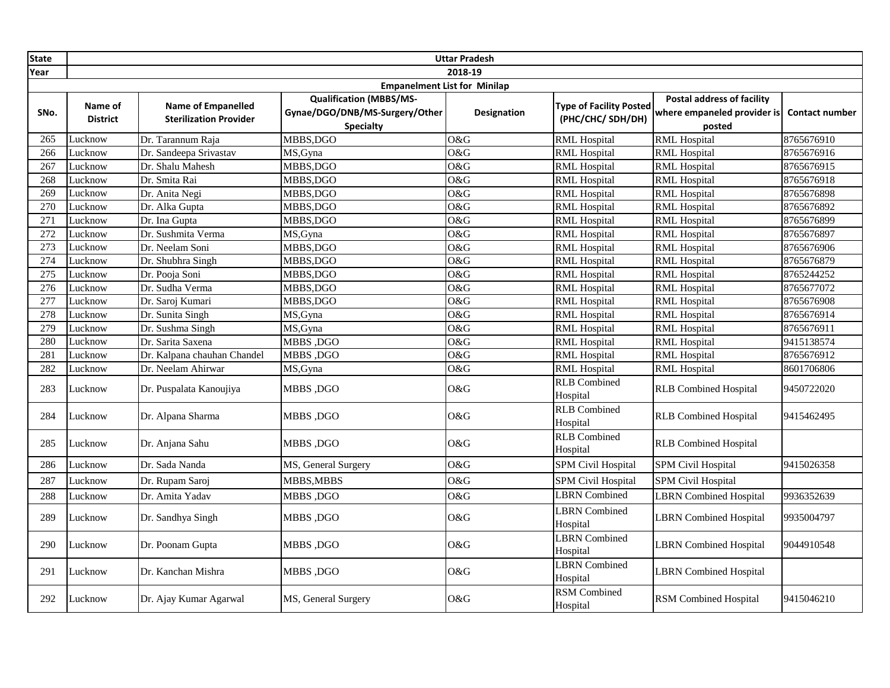| State | Uttar Pradesh | | | | | | |
|---|---|---|---|---|---|---|---|
| Year | 2018-19 | | | | | | |
| Empanelment List for Minilap | | | | | | | |
| SNo. | Name of District | Name of Empanelled Sterilization Provider | Qualification (MBBS/MS-Gynae/DGO/DNB/MS-Surgery/Other Specialty | Designation | Type of Facility Posted (PHC/CHC/ SDH/DH) | Postal address of facility where empaneled provider is posted | Contact number |
| 265 | Lucknow | Dr. Tarannum Raja | MBBS,DGO | O&G | RML Hospital | RML Hospital | 8765676910 |
| 266 | Lucknow | Dr. Sandeepa Srivastav | MS,Gyna | O&G | RML Hospital | RML Hospital | 8765676916 |
| 267 | Lucknow | Dr. Shalu Mahesh | MBBS,DGO | O&G | RML Hospital | RML Hospital | 8765676915 |
| 268 | Lucknow | Dr. Smita Rai | MBBS,DGO | O&G | RML Hospital | RML Hospital | 8765676918 |
| 269 | Lucknow | Dr. Anita Negi | MBBS,DGO | O&G | RML Hospital | RML Hospital | 8765676898 |
| 270 | Lucknow | Dr. Alka Gupta | MBBS,DGO | O&G | RML Hospital | RML Hospital | 8765676892 |
| 271 | Lucknow | Dr. Ina Gupta | MBBS,DGO | O&G | RML Hospital | RML Hospital | 8765676899 |
| 272 | Lucknow | Dr. Sushmita Verma | MS,Gyna | O&G | RML Hospital | RML Hospital | 8765676897 |
| 273 | Lucknow | Dr. Neelam Soni | MBBS,DGO | O&G | RML Hospital | RML Hospital | 8765676906 |
| 274 | Lucknow | Dr. Shubhra Singh | MBBS,DGO | O&G | RML Hospital | RML Hospital | 8765676879 |
| 275 | Lucknow | Dr. Pooja Soni | MBBS,DGO | O&G | RML Hospital | RML Hospital | 8765244252 |
| 276 | Lucknow | Dr. Sudha Verma | MBBS,DGO | O&G | RML Hospital | RML Hospital | 8765677072 |
| 277 | Lucknow | Dr. Saroj Kumari | MBBS,DGO | O&G | RML Hospital | RML Hospital | 8765676908 |
| 278 | Lucknow | Dr. Sunita Singh | MS,Gyna | O&G | RML Hospital | RML Hospital | 8765676914 |
| 279 | Lucknow | Dr. Sushma Singh | MS,Gyna | O&G | RML Hospital | RML Hospital | 8765676911 |
| 280 | Lucknow | Dr. Sarita Saxena | MBBS ,DGO | O&G | RML Hospital | RML Hospital | 9415138574 |
| 281 | Lucknow | Dr. Kalpana chauhan Chandel | MBBS ,DGO | O&G | RML Hospital | RML Hospital | 8765676912 |
| 282 | Lucknow | Dr. Neelam Ahirwar | MS,Gyna | O&G | RML Hospital | RML Hospital | 8601706806 |
| 283 | Lucknow | Dr. Puspalata Kanoujiya | MBBS ,DGO | O&G | RLB Combined Hospital | RLB Combined Hospital | 9450722020 |
| 284 | Lucknow | Dr. Alpana Sharma | MBBS ,DGO | O&G | RLB Combined Hospital | RLB Combined Hospital | 9415462495 |
| 285 | Lucknow | Dr. Anjana Sahu | MBBS ,DGO | O&G | RLB Combined Hospital | RLB Combined Hospital | |
| 286 | Lucknow | Dr. Sada Nanda | MS, General Surgery | O&G | SPM Civil Hospital | SPM Civil Hospital | 9415026358 |
| 287 | Lucknow | Dr. Rupam Saroj | MBBS,MBBS | O&G | SPM Civil Hospital | SPM Civil Hospital | |
| 288 | Lucknow | Dr. Amita Yadav | MBBS ,DGO | O&G | LBRN Combined | LBRN Combined Hospital | 9936352639 |
| 289 | Lucknow | Dr. Sandhya Singh | MBBS ,DGO | O&G | LBRN Combined Hospital | LBRN Combined Hospital | 9935004797 |
| 290 | Lucknow | Dr. Poonam Gupta | MBBS ,DGO | O&G | LBRN Combined Hospital | LBRN Combined Hospital | 9044910548 |
| 291 | Lucknow | Dr. Kanchan Mishra | MBBS ,DGO | O&G | LBRN Combined Hospital | LBRN Combined Hospital | |
| 292 | Lucknow | Dr. Ajay Kumar Agarwal | MS, General Surgery | O&G | RSM Combined Hospital | RSM Combined Hospital | 9415046210 |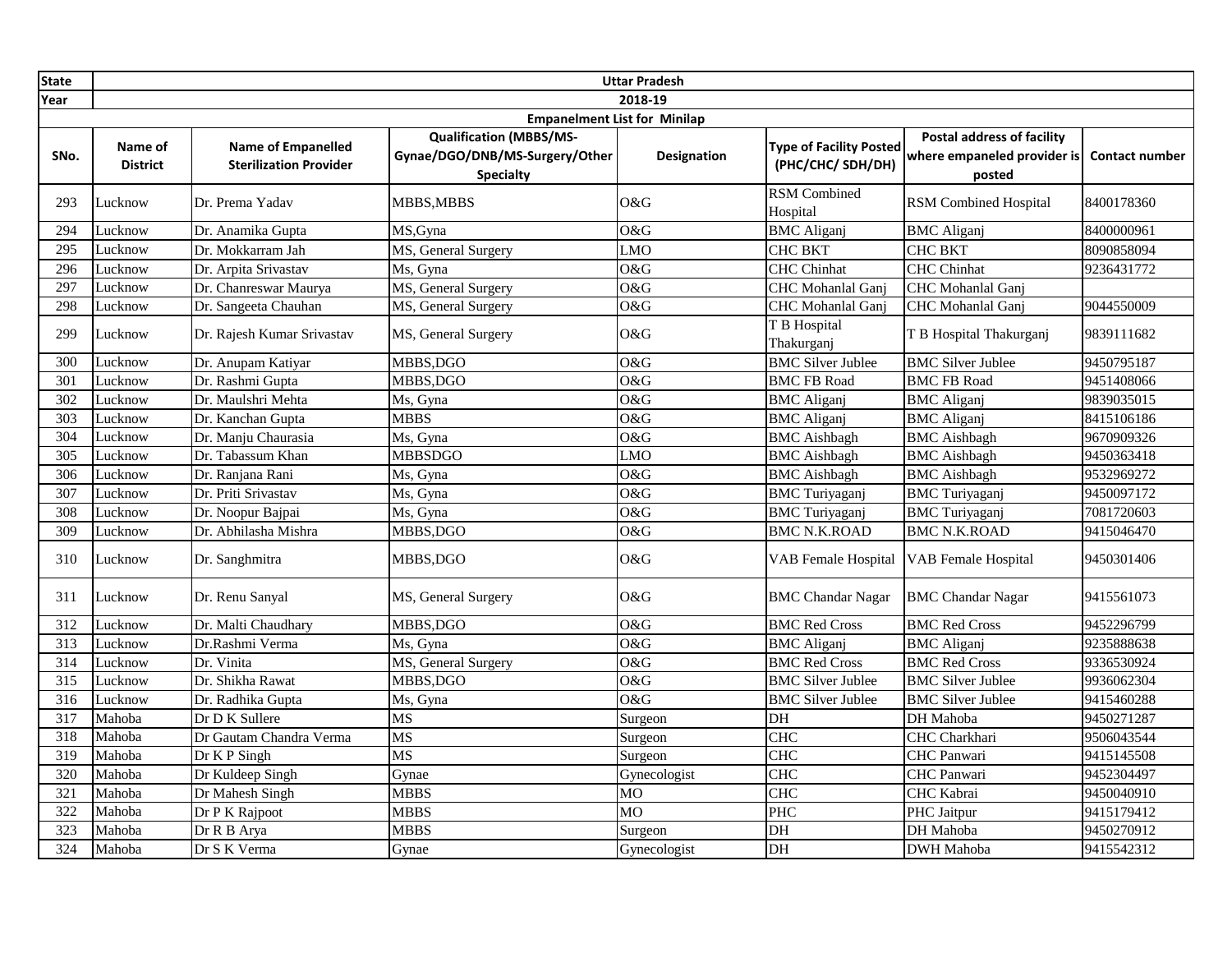| State | Uttar Pradesh | | | | | | |
|---|---|---|---|---|---|---|---|
| Year | 2018-19 | | | | | | |
| Empanelment List for Minilap | | | | | | | |
| SNo. | Name of District | Name of Empanelled Sterilization Provider | Qualification (MBBS/MS-Gynae/DGO/DNB/MS-Surgery/Other Specialty | Designation | Type of Facility Posted (PHC/CHC/ SDH/DH) | Postal address of facility where empaneled provider is posted | Contact number |
| 293 | Lucknow | Dr. Prema Yadav | MBBS,MBBS | O&G | RSM Combined Hospital | RSM Combined Hospital | 8400178360 |
| 294 | Lucknow | Dr. Anamika Gupta | MS,Gyna | O&G | BMC Aliganj | BMC Aliganj | 8400000961 |
| 295 | Lucknow | Dr. Mokkarram Jah | MS, General Surgery | LMO | CHC BKT | CHC BKT | 8090858094 |
| 296 | Lucknow | Dr. Arpita Srivastav | Ms, Gyna | O&G | CHC Chinhat | CHC Chinhat | 9236431772 |
| 297 | Lucknow | Dr. Chanreswar Maurya | MS, General Surgery | O&G | CHC Mohanlal Ganj | CHC Mohanlal Ganj | |
| 298 | Lucknow | Dr. Sangeeta Chauhan | MS, General Surgery | O&G | CHC Mohanlal Ganj | CHC Mohanlal Ganj | 9044550009 |
| 299 | Lucknow | Dr. Rajesh Kumar Srivastav | MS, General Surgery | O&G | T B Hospital Thakurganj | T B Hospital Thakurganj | 9839111682 |
| 300 | Lucknow | Dr. Anupam Katiyar | MBBS,DGO | O&G | BMC Silver Jublee | BMC Silver Jublee | 9450795187 |
| 301 | Lucknow | Dr. Rashmi Gupta | MBBS,DGO | O&G | BMC FB Road | BMC FB Road | 9451408066 |
| 302 | Lucknow | Dr. Maulshri Mehta | Ms, Gyna | O&G | BMC Aliganj | BMC Aliganj | 9839035015 |
| 303 | Lucknow | Dr. Kanchan Gupta | MBBS | O&G | BMC Aliganj | BMC Aliganj | 8415106186 |
| 304 | Lucknow | Dr. Manju Chaurasia | Ms, Gyna | O&G | BMC Aishbagh | BMC Aishbagh | 9670909326 |
| 305 | Lucknow | Dr. Tabassum Khan | MBBSDGO | LMO | BMC Aishbagh | BMC Aishbagh | 9450363418 |
| 306 | Lucknow | Dr. Ranjana Rani | Ms, Gyna | O&G | BMC Aishbagh | BMC Aishbagh | 9532969272 |
| 307 | Lucknow | Dr. Priti Srivastav | Ms, Gyna | O&G | BMC Turiyaganj | BMC Turiyaganj | 9450097172 |
| 308 | Lucknow | Dr. Noopur Bajpai | Ms, Gyna | O&G | BMC Turiyaganj | BMC Turiyaganj | 7081720603 |
| 309 | Lucknow | Dr. Abhilasha Mishra | MBBS,DGO | O&G | BMC N.K.ROAD | BMC N.K.ROAD | 9415046470 |
| 310 | Lucknow | Dr. Sanghmitra | MBBS,DGO | O&G | VAB Female Hospital | VAB Female Hospital | 9450301406 |
| 311 | Lucknow | Dr. Renu Sanyal | MS, General Surgery | O&G | BMC Chandar Nagar | BMC Chandar Nagar | 9415561073 |
| 312 | Lucknow | Dr. Malti Chaudhary | MBBS,DGO | O&G | BMC Red Cross | BMC Red Cross | 9452296799 |
| 313 | Lucknow | Dr.Rashmi Verma | Ms, Gyna | O&G | BMC Aliganj | BMC Aliganj | 9235888638 |
| 314 | Lucknow | Dr. Vinita | MS, General Surgery | O&G | BMC Red Cross | BMC Red Cross | 9336530924 |
| 315 | Lucknow | Dr. Shikha Rawat | MBBS,DGO | O&G | BMC Silver Jublee | BMC Silver Jublee | 9936062304 |
| 316 | Lucknow | Dr. Radhika Gupta | Ms, Gyna | O&G | BMC Silver Jublee | BMC Silver Jublee | 9415460288 |
| 317 | Mahoba | Dr D K Sullere | MS | Surgeon | DH | DH Mahoba | 9450271287 |
| 318 | Mahoba | Dr Gautam Chandra Verma | MS | Surgeon | CHC | CHC Charkhari | 9506043544 |
| 319 | Mahoba | Dr K P Singh | MS | Surgeon | CHC | CHC Panwari | 9415145508 |
| 320 | Mahoba | Dr Kuldeep Singh | Gynae | Gynecologist | CHC | CHC Panwari | 9452304497 |
| 321 | Mahoba | Dr Mahesh Singh | MBBS | MO | CHC | CHC Kabrai | 9450040910 |
| 322 | Mahoba | Dr P K Rajpoot | MBBS | MO | PHC | PHC Jaitpur | 9415179412 |
| 323 | Mahoba | Dr R B Arya | MBBS | Surgeon | DH | DH Mahoba | 9450270912 |
| 324 | Mahoba | Dr S K Verma | Gynae | Gynecologist | DH | DWH Mahoba | 9415542312 |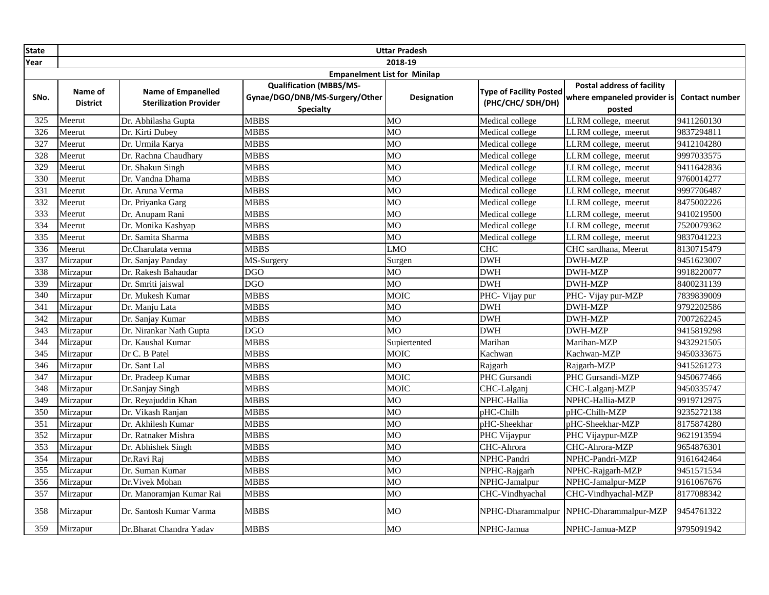| State | Uttar Pradesh | | | | | | |
|---|---|---|---|---|---|---|---|
| Year | 2018-19 | | | | | | |
| | Empanelment List for Minilap | | | | | | |
| SNo. | Name of District | Name of Empanelled Sterilization Provider | Qualification (MBBS/MS-Gynae/DGO/DNB/MS-Surgery/Other Specialty | Designation | Type of Facility Posted (PHC/CHC/ SDH/DH) | Postal address of facility where empaneled provider is posted | Contact number |
| 325 | Meerut | Dr. Abhilasha Gupta | MBBS | MO | Medical college | LLRM college, meerut | 9411260130 |
| 326 | Meerut | Dr. Kirti Dubey | MBBS | MO | Medical college | LLRM college, meerut | 9837294811 |
| 327 | Meerut | Dr. Urmila Karya | MBBS | MO | Medical college | LLRM college, meerut | 9412104280 |
| 328 | Meerut | Dr. Rachna Chaudhary | MBBS | MO | Medical college | LLRM college, meerut | 9997033575 |
| 329 | Meerut | Dr. Shakun Singh | MBBS | MO | Medical college | LLRM college, meerut | 9411642836 |
| 330 | Meerut | Dr. Vandna Dhama | MBBS | MO | Medical college | LLRM college, meerut | 9760014277 |
| 331 | Meerut | Dr. Aruna Verma | MBBS | MO | Medical college | LLRM college, meerut | 9997706487 |
| 332 | Meerut | Dr. Priyanka Garg | MBBS | MO | Medical college | LLRM college, meerut | 8475002226 |
| 333 | Meerut | Dr. Anupam Rani | MBBS | MO | Medical college | LLRM college, meerut | 9410219500 |
| 334 | Meerut | Dr. Monika Kashyap | MBBS | MO | Medical college | LLRM college, meerut | 7520079362 |
| 335 | Meerut | Dr. Samita Sharma | MBBS | MO | Medical college | LLRM college, meerut | 9837041223 |
| 336 | Meerut | Dr.Charulata verma | MBBS | LMO | CHC | CHC sardhana, Meerut | 8130715479 |
| 337 | Mirzapur | Dr. Sanjay Panday | MS-Surgery | Surgen | DWH | DWH-MZP | 9451623007 |
| 338 | Mirzapur | Dr. Rakesh Bahaudar | DGO | MO | DWH | DWH-MZP | 9918220077 |
| 339 | Mirzapur | Dr. Smriti jaiswal | DGO | MO | DWH | DWH-MZP | 8400231139 |
| 340 | Mirzapur | Dr. Mukesh Kumar | MBBS | MOIC | PHC- Vijay pur | PHC- Vijay pur-MZP | 7839839009 |
| 341 | Mirzapur | Dr. Manju Lata | MBBS | MO | DWH | DWH-MZP | 9792202586 |
| 342 | Mirzapur | Dr. Sanjay Kumar | MBBS | MO | DWH | DWH-MZP | 7007262245 |
| 343 | Mirzapur | Dr. Nirankar Nath Gupta | DGO | MO | DWH | DWH-MZP | 9415819298 |
| 344 | Mirzapur | Dr. Kaushal Kumar | MBBS | Supiertented | Marihan | Marihan-MZP | 9432921505 |
| 345 | Mirzapur | Dr C. B Patel | MBBS | MOIC | Kachwan | Kachwan-MZP | 9450333675 |
| 346 | Mirzapur | Dr. Sant Lal | MBBS | MO | Rajgarh | Rajgarh-MZP | 9415261273 |
| 347 | Mirzapur | Dr. Pradeep Kumar | MBBS | MOIC | PHC Gursandi | PHC Gursandi-MZP | 9450677466 |
| 348 | Mirzapur | Dr.Sanjay Singh | MBBS | MOIC | CHC-Lalganj | CHC-Lalganj-MZP | 9450335747 |
| 349 | Mirzapur | Dr. Reyajuddin Khan | MBBS | MO | NPHC-Hallia | NPHC-Hallia-MZP | 9919712975 |
| 350 | Mirzapur | Dr. Vikash Ranjan | MBBS | MO | pHC-Chilh | pHC-Chilh-MZP | 9235272138 |
| 351 | Mirzapur | Dr. Akhilesh Kumar | MBBS | MO | pHC-Sheekhar | pHC-Sheekhar-MZP | 8175874280 |
| 352 | Mirzapur | Dr. Ratnaker Mishra | MBBS | MO | PHC Vijaypur | PHC Vijaypur-MZP | 9621913594 |
| 353 | Mirzapur | Dr. Abhishek Singh | MBBS | MO | CHC-Ahrora | CHC-Ahrora-MZP | 9654876301 |
| 354 | Mirzapur | Dr.Ravi Raj | MBBS | MO | NPHC-Pandri | NPHC-Pandri-MZP | 9161642464 |
| 355 | Mirzapur | Dr. Suman Kumar | MBBS | MO | NPHC-Rajgarh | NPHC-Rajgarh-MZP | 9451571534 |
| 356 | Mirzapur | Dr.Vivek Mohan | MBBS | MO | NPHC-Jamalpur | NPHC-Jamalpur-MZP | 9161067676 |
| 357 | Mirzapur | Dr. Manoramjan Kumar Rai | MBBS | MO | CHC-Vindhyachal | CHC-Vindhyachal-MZP | 8177088342 |
| 358 | Mirzapur | Dr. Santosh Kumar Varma | MBBS | MO | NPHC-Dharammalpur | NPHC-Dharammalpur-MZP | 9454761322 |
| 359 | Mirzapur | Dr.Bharat Chandra Yadav | MBBS | MO | NPHC-Jamua | NPHC-Jamua-MZP | 9795091942 |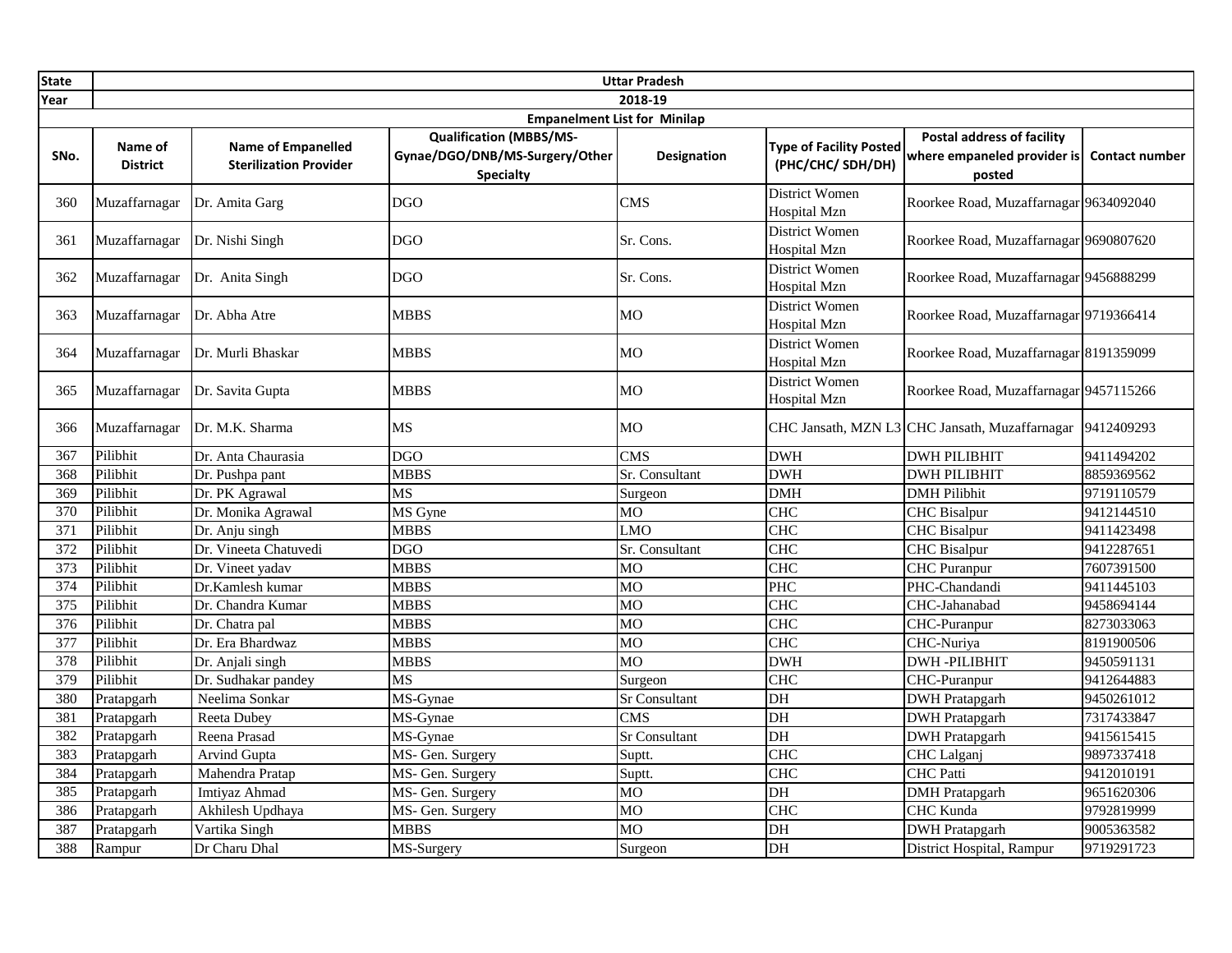| State | Uttar Pradesh | | | | | | |
|---|---|---|---|---|---|---|---|
| Year | 2018-19 | | | | | | |
| Empanelment List for Minilap | | | | | | | |
| SNo. | Name of District | Name of Empanelled Sterilization Provider | Qualification (MBBS/MS-Gynae/DGO/DNB/MS-Surgery/Other Specialty | Designation | Type of Facility Posted (PHC/CHC/ SDH/DH) | Postal address of facility where empaneled provider is posted | Contact number |
| 360 | Muzaffarnagar | Dr. Amita Garg | DGO | CMS | District Women Hospital Mzn | Roorkee Road, Muzaffarnagar | 9634092040 |
| 361 | Muzaffarnagar | Dr. Nishi Singh | DGO | Sr. Cons. | District Women Hospital Mzn | Roorkee Road, Muzaffarnagar | 9690807620 |
| 362 | Muzaffarnagar | Dr. Anita Singh | DGO | Sr. Cons. | District Women Hospital Mzn | Roorkee Road, Muzaffarnagar | 9456888299 |
| 363 | Muzaffarnagar | Dr. Abha Atre | MBBS | MO | District Women Hospital Mzn | Roorkee Road, Muzaffarnagar | 9719366414 |
| 364 | Muzaffarnagar | Dr. Murli Bhaskar | MBBS | MO | District Women Hospital Mzn | Roorkee Road, Muzaffarnagar | 8191359099 |
| 365 | Muzaffarnagar | Dr. Savita Gupta | MBBS | MO | District Women Hospital Mzn | Roorkee Road, Muzaffarnagar | 9457115266 |
| 366 | Muzaffarnagar | Dr. M.K. Sharma | MS | MO | CHC Jansath, MZN L3 | CHC Jansath, Muzaffarnagar | 9412409293 |
| 367 | Pilibhit | Dr. Anta Chaurasia | DGO | CMS | DWH | DWH PILIBHIT | 9411494202 |
| 368 | Pilibhit | Dr. Pushpa pant | MBBS | Sr. Consultant | DWH | DWH PILIBHIT | 8859369562 |
| 369 | Pilibhit | Dr. PK Agrawal | MS | Surgeon | DMH | DMH Pilibhit | 9719110579 |
| 370 | Pilibhit | Dr. Monika Agrawal | MS Gyne | MO | CHC | CHC Bisalpur | 9412144510 |
| 371 | Pilibhit | Dr. Anju singh | MBBS | LMO | CHC | CHC Bisalpur | 9411423498 |
| 372 | Pilibhit | Dr. Vineeta Chatuvedi | DGO | Sr. Consultant | CHC | CHC Bisalpur | 9412287651 |
| 373 | Pilibhit | Dr. Vineet yadav | MBBS | MO | CHC | CHC Puranpur | 7607391500 |
| 374 | Pilibhit | Dr.Kamlesh kumar | MBBS | MO | PHC | PHC-Chandandi | 9411445103 |
| 375 | Pilibhit | Dr. Chandra Kumar | MBBS | MO | CHC | CHC-Jahanabad | 9458694144 |
| 376 | Pilibhit | Dr. Chatra pal | MBBS | MO | CHC | CHC-Puranpur | 8273033063 |
| 377 | Pilibhit | Dr. Era Bhardwaz | MBBS | MO | CHC | CHC-Nuriya | 8191900506 |
| 378 | Pilibhit | Dr. Anjali singh | MBBS | MO | DWH | DWH -PILIBHIT | 9450591131 |
| 379 | Pilibhit | Dr. Sudhakar pandey | MS | Surgeon | CHC | CHC-Puranpur | 9412644883 |
| 380 | Pratapgarh | Neelima Sonkar | MS-Gynae | Sr Consultant | DH | DWH Pratapgarh | 9450261012 |
| 381 | Pratapgarh | Reeta Dubey | MS-Gynae | CMS | DH | DWH Pratapgarh | 7317433847 |
| 382 | Pratapgarh | Reena Prasad | MS-Gynae | Sr Consultant | DH | DWH Pratapgarh | 9415615415 |
| 383 | Pratapgarh | Arvind Gupta | MS- Gen. Surgery | Suptt. | CHC | CHC Lalganj | 9897337418 |
| 384 | Pratapgarh | Mahendra Pratap | MS- Gen. Surgery | Suptt. | CHC | CHC Patti | 9412010191 |
| 385 | Pratapgarh | Imtiyaz Ahmad | MS- Gen. Surgery | MO | DH | DMH Pratapgarh | 9651620306 |
| 386 | Pratapgarh | Akhilesh Updhaya | MS- Gen. Surgery | MO | CHC | CHC Kunda | 9792819999 |
| 387 | Pratapgarh | Vartika Singh | MBBS | MO | DH | DWH Pratapgarh | 9005363582 |
| 388 | Rampur | Dr Charu Dhal | MS-Surgery | Surgeon | DH | District Hospital, Rampur | 9719291723 |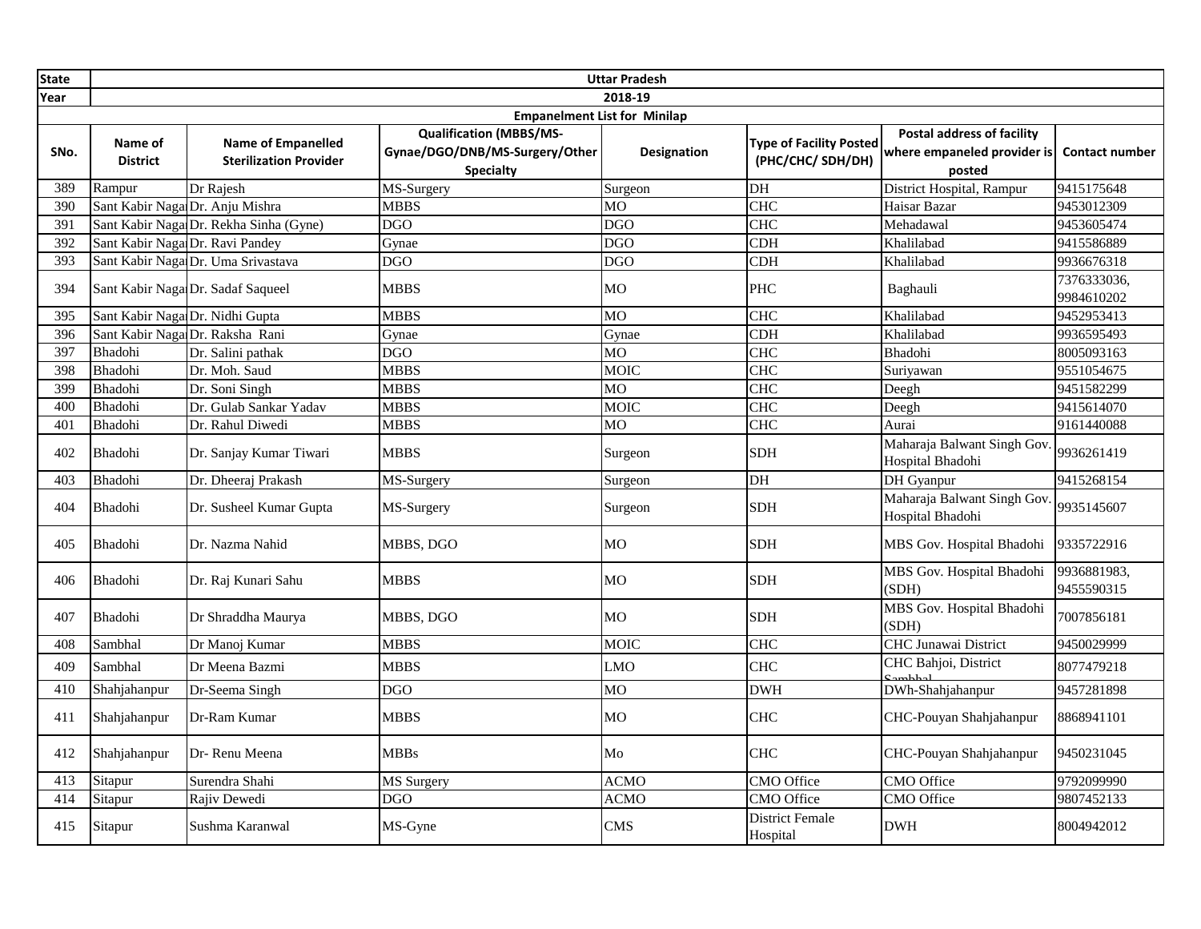| State | Uttar Pradesh | | | | | | |
|---|---|---|---|---|---|---|---|
| Year | 2018-19 | | | | | | |
| | Empanelment List for Minilap | | | | | | |
| SNo. | Name of District | Name of Empanelled Sterilization Provider | Qualification (MBBS/MS-Gynae/DGO/DNB/MS-Surgery/Other Specialty | Designation | Type of Facility Posted (PHC/CHC/ SDH/DH) | Postal address of facility where empaneled provider is posted | Contact number |
| 389 | Rampur | Dr Rajesh | MS-Surgery | Surgeon | DH | District Hospital, Rampur | 9415175648 |
| 390 | Sant Kabir Nagar | Dr. Anju Mishra | MBBS | MO | CHC | Haisar Bazar | 9453012309 |
| 391 | Sant Kabir Nagar | Dr. Rekha Sinha (Gyne) | DGO | DGO | CHC | Mehadawal | 9453605474 |
| 392 | Sant Kabir Nagar | Dr. Ravi Pandey | Gynae | DGO | CDH | Khalilabad | 9415586889 |
| 393 | Sant Kabir Nagar | Dr. Uma Srivastava | DGO | DGO | CDH | Khalilabad | 9936676318 |
| 394 | Sant Kabir Nagar | Dr. Sadaf Saqueel | MBBS | MO | PHC | Baghauli | 7376333036, 9984610202 |
| 395 | Sant Kabir Nagar | Dr. Nidhi Gupta | MBBS | MO | CHC | Khalilabad | 9452953413 |
| 396 | Sant Kabir Nagar | Dr. Raksha Rani | Gynae | Gynae | CDH | Khalilabad | 9936595493 |
| 397 | Bhadohi | Dr. Salini pathak | DGO | MO | CHC | Bhadohi | 8005093163 |
| 398 | Bhadohi | Dr. Moh. Saud | MBBS | MOIC | CHC | Suriyawan | 9551054675 |
| 399 | Bhadohi | Dr. Soni Singh | MBBS | MO | CHC | Deegh | 9451582299 |
| 400 | Bhadohi | Dr. Gulab Sankar Yadav | MBBS | MOIC | CHC | Deegh | 9415614070 |
| 401 | Bhadohi | Dr. Rahul Diwedi | MBBS | MO | CHC | Aurai | 9161440088 |
| 402 | Bhadohi | Dr. Sanjay Kumar Tiwari | MBBS | Surgeon | SDH | Maharaja Balwant Singh Gov. Hospital Bhadohi | 9936261419 |
| 403 | Bhadohi | Dr. Dheeraj Prakash | MS-Surgery | Surgeon | DH | DH Gyanpur | 9415268154 |
| 404 | Bhadohi | Dr. Susheel Kumar Gupta | MS-Surgery | Surgeon | SDH | Maharaja Balwant Singh Gov. Hospital Bhadohi | 9935145607 |
| 405 | Bhadohi | Dr. Nazma Nahid | MBBS, DGO | MO | SDH | MBS Gov. Hospital Bhadohi | 9335722916 |
| 406 | Bhadohi | Dr. Raj Kunari Sahu | MBBS | MO | SDH | MBS Gov. Hospital Bhadohi (SDH) | 9936881983, 9455590315 |
| 407 | Bhadohi | Dr Shraddha Maurya | MBBS, DGO | MO | SDH | MBS Gov. Hospital Bhadohi (SDH) | 7007856181 |
| 408 | Sambhal | Dr Manoj Kumar | MBBS | MOIC | CHC | CHC Junawai District | 9450029999 |
| 409 | Sambhal | Dr Meena Bazmi | MBBS | LMO | CHC | CHC Bahjoi, District Sambhal | 8077479218 |
| 410 | Shahjahanpur | Dr-Seema Singh | DGO | MO | DWH | DWh-Shahjahanpur | 9457281898 |
| 411 | Shahjahanpur | Dr-Ram Kumar | MBBS | MO | CHC | CHC-Pouyan Shahjahanpur | 8868941101 |
| 412 | Shahjahanpur | Dr- Renu Meena | MBBs | Mo | CHC | CHC-Pouyan Shahjahanpur | 9450231045 |
| 413 | Sitapur | Surendra Shahi | MS Surgery | ACMO | CMO Office | CMO Office | 9792099990 |
| 414 | Sitapur | Rajiv Dewedi | DGO | ACMO | CMO Office | CMO Office | 9807452133 |
| 415 | Sitapur | Sushma Karanwal | MS-Gyne | CMS | District Female Hospital | DWH | 8004942012 |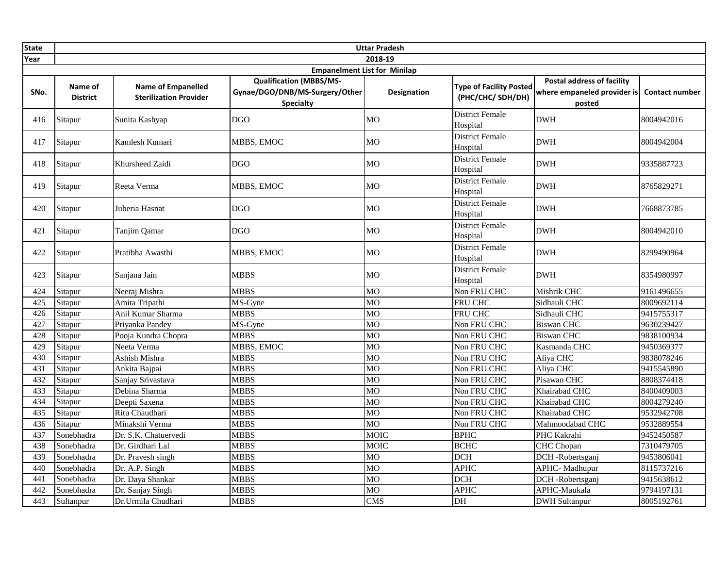| State | Uttar Pradesh | | | | | | |
|---|---|---|---|---|---|---|---|
| Year | 2018-19 | | | | | | |
| Empanelment List for Minilap | | | | | | | |
| SNo. | Name of District | Name of Empanelled Sterilization Provider | Qualification (MBBS/MS-Gynae/DGO/DNB/MS-Surgery/Other Specialty | Designation | Type of Facility Posted (PHC/CHC/ SDH/DH) | Postal address of facility where empaneled provider is posted | Contact number |
| 416 | Sitapur | Sunita Kashyap | DGO | MO | District Female Hospital | DWH | 8004942016 |
| 417 | Sitapur | Kamlesh Kumari | MBBS, EMOC | MO | District Female Hospital | DWH | 8004942004 |
| 418 | Sitapur | Khursheed Zaidi | DGO | MO | District Female Hospital | DWH | 9335887723 |
| 419 | Sitapur | Reeta Verma | MBBS, EMOC | MO | District Female Hospital | DWH | 8765829271 |
| 420 | Sitapur | Juberia Hasnat | DGO | MO | District Female Hospital | DWH | 7668873785 |
| 421 | Sitapur | Tanjim Qamar | DGO | MO | District Female Hospital | DWH | 8004942010 |
| 422 | Sitapur | Pratibha Awasthi | MBBS, EMOC | MO | District Female Hospital | DWH | 8299490964 |
| 423 | Sitapur | Sanjana Jain | MBBS | MO | District Female Hospital | DWH | 8354980997 |
| 424 | Sitapur | Neeraj Mishra | MBBS | MO | Non FRU CHC | Mishrik CHC | 9161496655 |
| 425 | Sitapur | Amita Tripathi | MS-Gyne | MO | FRU CHC | Sidhauli CHC | 8009692114 |
| 426 | Sitapur | Anil Kumar Sharma | MBBS | MO | FRU CHC | Sidhauli CHC | 9415755317 |
| 427 | Sitapur | Priyanka Pandey | MS-Gyne | MO | Non FRU CHC | Biswan CHC | 9630239427 |
| 428 | Sitapur | Pooja Kundra Chopra | MBBS | MO | Non FRU CHC | Biswan CHC | 9838100934 |
| 429 | Sitapur | Neeta Verma | MBBS, EMOC | MO | Non FRU CHC | Kasmanda CHC | 9450369377 |
| 430 | Sitapur | Ashish Mishra | MBBS | MO | Non FRU CHC | Aliya CHC | 9838078246 |
| 431 | Sitapur | Ankita Bajpai | MBBS | MO | Non FRU CHC | Aliya CHC | 9415545890 |
| 432 | Sitapur | Sanjay Srivastava | MBBS | MO | Non FRU CHC | Pisawan CHC | 8808374418 |
| 433 | Sitapur | Debina Sharma | MBBS | MO | Non FRU CHC | Khairabad CHC | 8400409003 |
| 434 | Sitapur | Deepti Saxena | MBBS | MO | Non FRU CHC | Khairabad CHC | 8004279240 |
| 435 | Sitapur | Ritu Chaudhari | MBBS | MO | Non FRU CHC | Khairabad CHC | 9532942708 |
| 436 | Sitapur | Minakshi Verma | MBBS | MO | Non FRU CHC | Mahmoodabad CHC | 9532889554 |
| 437 | Sonebhadra | Dr. S.K. Chatuervedi | MBBS | MOIC | BPHC | PHC Kakrahi | 9452450587 |
| 438 | Sonebhadra | Dr. Girdhari Lal | MBBS | MOIC | BCHC | CHC Chopan | 7310479705 |
| 439 | Sonebhadra | Dr. Pravesh singh | MBBS | MO | DCH | DCH -Robertsganj | 9453806041 |
| 440 | Sonebhadra | Dr. A.P. Singh | MBBS | MO | APHC | APHC- Madhupur | 8115737216 |
| 441 | Sonebhadra | Dr. Daya Shankar | MBBS | MO | DCH | DCH -Robertsganj | 9415638612 |
| 442 | Sonebhadra | Dr. Sanjay Singh | MBBS | MO | APHC | APHC-Maukala | 9794197131 |
| 443 | Sultanpur | Dr.Urmila Chudhari | MBBS | CMS | DH | DWH Sultanpur | 8005192761 |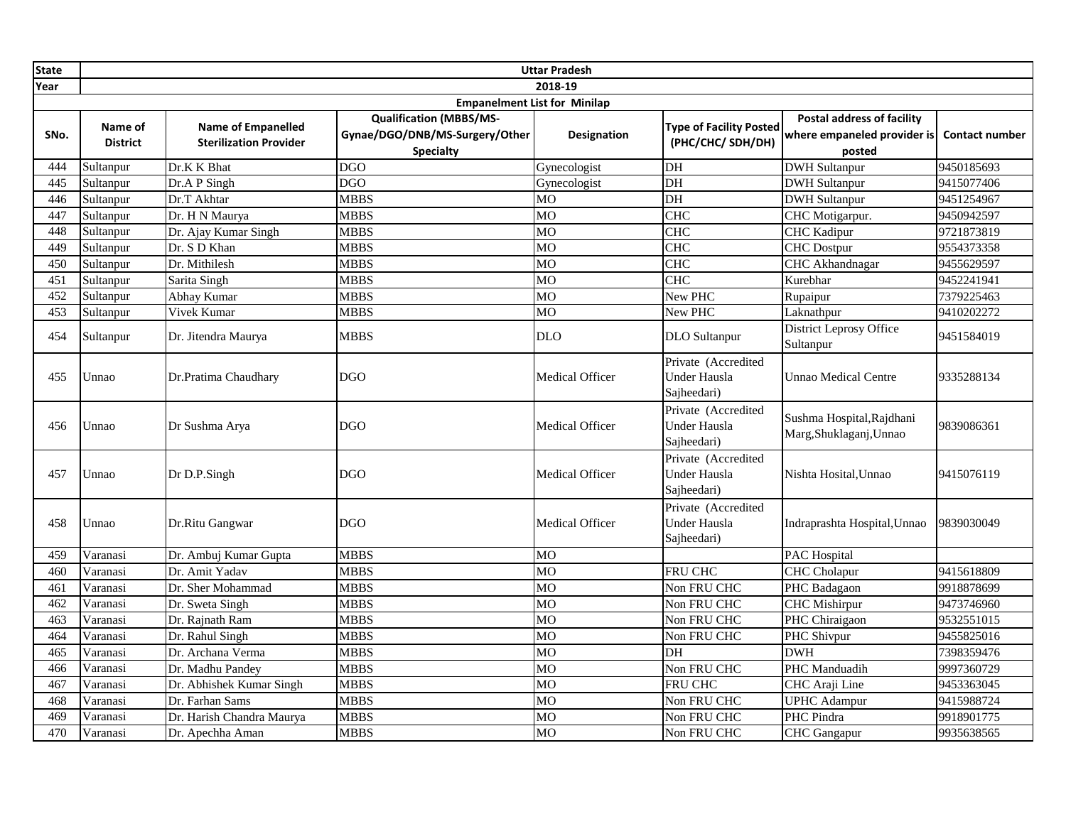| State | Uttar Pradesh | | | | | | |
|---|---|---|---|---|---|---|---|
| Year | 2018-19 | | | | | | |
| Empanelment List for Minilap | | | | | | | |
| SNo. | Name of District | Name of Empanelled Sterilization Provider | Qualification (MBBS/MS-Gynae/DGO/DNB/MS-Surgery/Other Specialty | Designation | Type of Facility Posted (PHC/CHC/ SDH/DH) | Postal address of facility where empaneled provider is posted | Contact number |
| 444 | Sultanpur | Dr.K K Bhat | DGO | Gynecologist | DH | DWH Sultanpur | 9450185693 |
| 445 | Sultanpur | Dr.A P Singh | DGO | Gynecologist | DH | DWH Sultanpur | 9415077406 |
| 446 | Sultanpur | Dr.T Akhtar | MBBS | MO | DH | DWH Sultanpur | 9451254967 |
| 447 | Sultanpur | Dr. H N Maurya | MBBS | MO | CHC | CHC Motigarpur. | 9450942597 |
| 448 | Sultanpur | Dr. Ajay Kumar Singh | MBBS | MO | CHC | CHC Kadipur | 9721873819 |
| 449 | Sultanpur | Dr. S D Khan | MBBS | MO | CHC | CHC Dostpur | 9554373358 |
| 450 | Sultanpur | Dr. Mithilesh | MBBS | MO | CHC | CHC Akhandnagar | 9455629597 |
| 451 | Sultanpur | Sarita Singh | MBBS | MO | CHC | Kurebhar | 9452241941 |
| 452 | Sultanpur | Abhay Kumar | MBBS | MO | New PHC | Rupaipur | 7379225463 |
| 453 | Sultanpur | Vivek Kumar | MBBS | MO | New PHC | Laknathpur | 9410202272 |
| 454 | Sultanpur | Dr. Jitendra Maurya | MBBS | DLO | DLO Sultanpur | District Leprosy Office Sultanpur | 9451584019 |
| 455 | Unnao | Dr.Pratima Chaudhary | DGO | Medical Officer | Private (Accredited Under Hausla Sajheedari) | Unnao Medical Centre | 9335288134 |
| 456 | Unnao | Dr Sushma Arya | DGO | Medical Officer | Private (Accredited Under Hausla Sajheedari) | Sushma Hospital,Rajdhani Marg,Shuklaganj,Unnao | 9839086361 |
| 457 | Unnao | Dr D.P.Singh | DGO | Medical Officer | Private (Accredited Under Hausla Sajheedari) | Nishta Hosital,Unnao | 9415076119 |
| 458 | Unnao | Dr.Ritu Gangwar | DGO | Medical Officer | Private (Accredited Under Hausla Sajheedari) | Indraprashta Hospital,Unnao | 9839030049 |
| 459 | Varanasi | Dr. Ambuj Kumar Gupta | MBBS | MO | | PAC Hospital | |
| 460 | Varanasi | Dr. Amit Yadav | MBBS | MO | FRU CHC | CHC Cholapur | 9415618809 |
| 461 | Varanasi | Dr. Sher Mohammad | MBBS | MO | Non FRU CHC | PHC Badagaon | 9918878699 |
| 462 | Varanasi | Dr. Sweta Singh | MBBS | MO | Non FRU CHC | CHC Mishirpur | 9473746960 |
| 463 | Varanasi | Dr. Rajnath Ram | MBBS | MO | Non FRU CHC | PHC Chiraigaon | 9532551015 |
| 464 | Varanasi | Dr. Rahul Singh | MBBS | MO | Non FRU CHC | PHC Shivpur | 9455825016 |
| 465 | Varanasi | Dr. Archana Verma | MBBS | MO | DH | DWH | 7398359476 |
| 466 | Varanasi | Dr. Madhu Pandey | MBBS | MO | Non FRU CHC | PHC Manduadih | 9997360729 |
| 467 | Varanasi | Dr. Abhishek Kumar Singh | MBBS | MO | FRU CHC | CHC Araji Line | 9453363045 |
| 468 | Varanasi | Dr. Farhan Sams | MBBS | MO | Non FRU CHC | UPHC Adampur | 9415988724 |
| 469 | Varanasi | Dr. Harish Chandra Maurya | MBBS | MO | Non FRU CHC | PHC Pindra | 9918901775 |
| 470 | Varanasi | Dr. Apechha Aman | MBBS | MO | Non FRU CHC | CHC Gangapur | 9935638565 |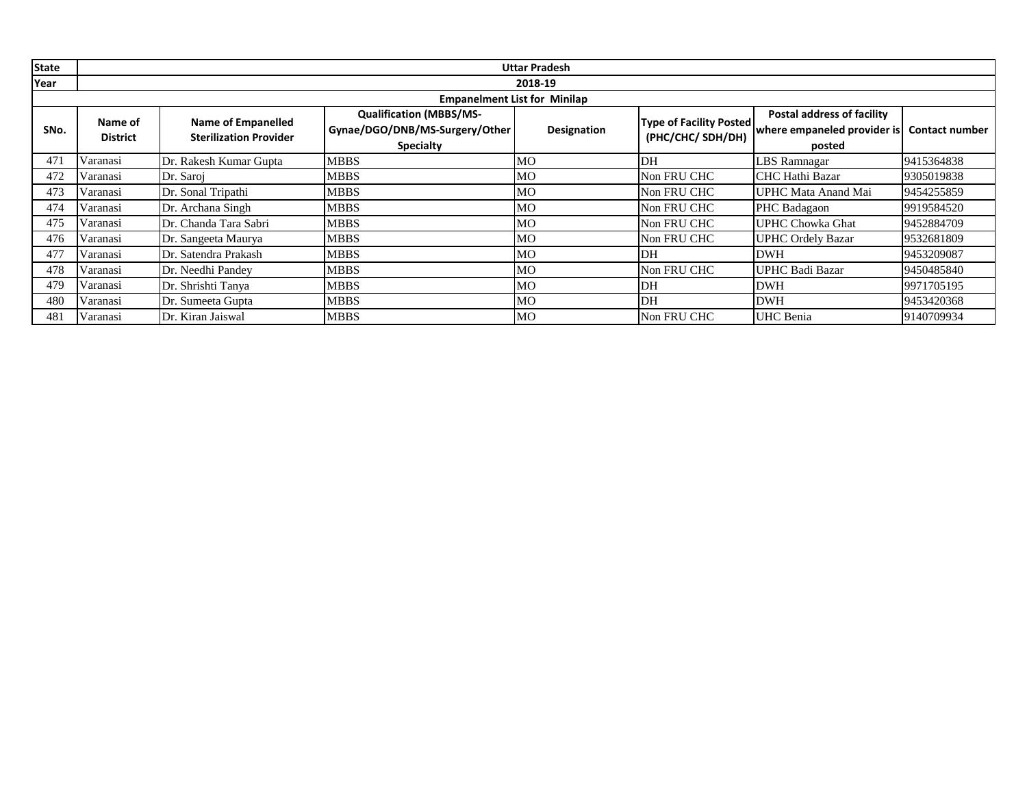| State | Uttar Pradesh | | | | | | |
|---|---|---|---|---|---|---|---|
| Year | 2018-19 | | | | | | |
| Empanelment List for Minilap | | | | | | | |
| SNo. | Name of District | Name of Empanelled Sterilization Provider | Qualification (MBBS/MS-Gynae/DGO/DNB/MS-Surgery/Other Specialty | Designation | Type of Facility Posted (PHC/CHC/ SDH/DH) | Postal address of facility where empaneled provider is posted | Contact number |
| 471 | Varanasi | Dr. Rakesh Kumar Gupta | MBBS | MO | DH | LBS Ramnagar | 9415364838 |
| 472 | Varanasi | Dr. Saroj | MBBS | MO | Non FRU CHC | CHC Hathi Bazar | 9305019838 |
| 473 | Varanasi | Dr. Sonal Tripathi | MBBS | MO | Non FRU CHC | UPHC Mata Anand Mai | 9454255859 |
| 474 | Varanasi | Dr. Archana Singh | MBBS | MO | Non FRU CHC | PHC Badagaon | 9919584520 |
| 475 | Varanasi | Dr. Chanda Tara Sabri | MBBS | MO | Non FRU CHC | UPHC Chowka Ghat | 9452884709 |
| 476 | Varanasi | Dr. Sangeeta Maurya | MBBS | MO | Non FRU CHC | UPHC Ordely Bazar | 9532681809 |
| 477 | Varanasi | Dr. Satendra Prakash | MBBS | MO | DH | DWH | 9453209087 |
| 478 | Varanasi | Dr. Needhi Pandey | MBBS | MO | Non FRU CHC | UPHC Badi Bazar | 9450485840 |
| 479 | Varanasi | Dr. Shrishti Tanya | MBBS | MO | DH | DWH | 9971705195 |
| 480 | Varanasi | Dr. Sumeeta Gupta | MBBS | MO | DH | DWH | 9453420368 |
| 481 | Varanasi | Dr. Kiran Jaiswal | MBBS | MO | Non FRU CHC | UHC Benia | 9140709934 |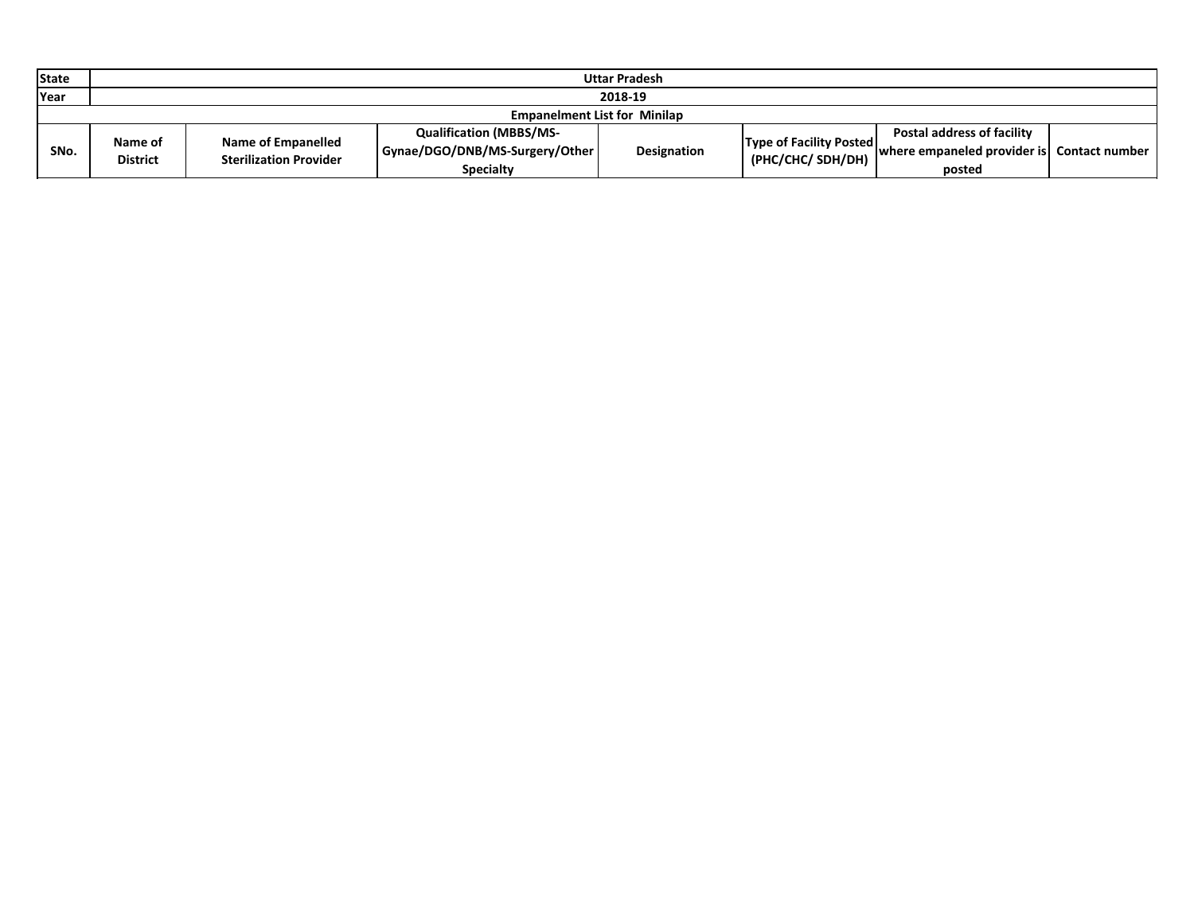| State | Uttar Pradesh | | | | | | |
| --- | --- | --- | --- | --- | --- | --- | --- |
| Year | 2018-19 | | | | | | |
| Empanelment List for Minilap | | | | | | | |
| SNo. | Name of District | Name of Empanelled Sterilization Provider | Qualification (MBBS/MS-Gynae/DGO/DNB/MS-Surgery/Other Specialty | Designation | Type of Facility Posted (PHC/CHC/ SDH/DH) | Postal address of facility where empaneled provider is posted | Contact number |